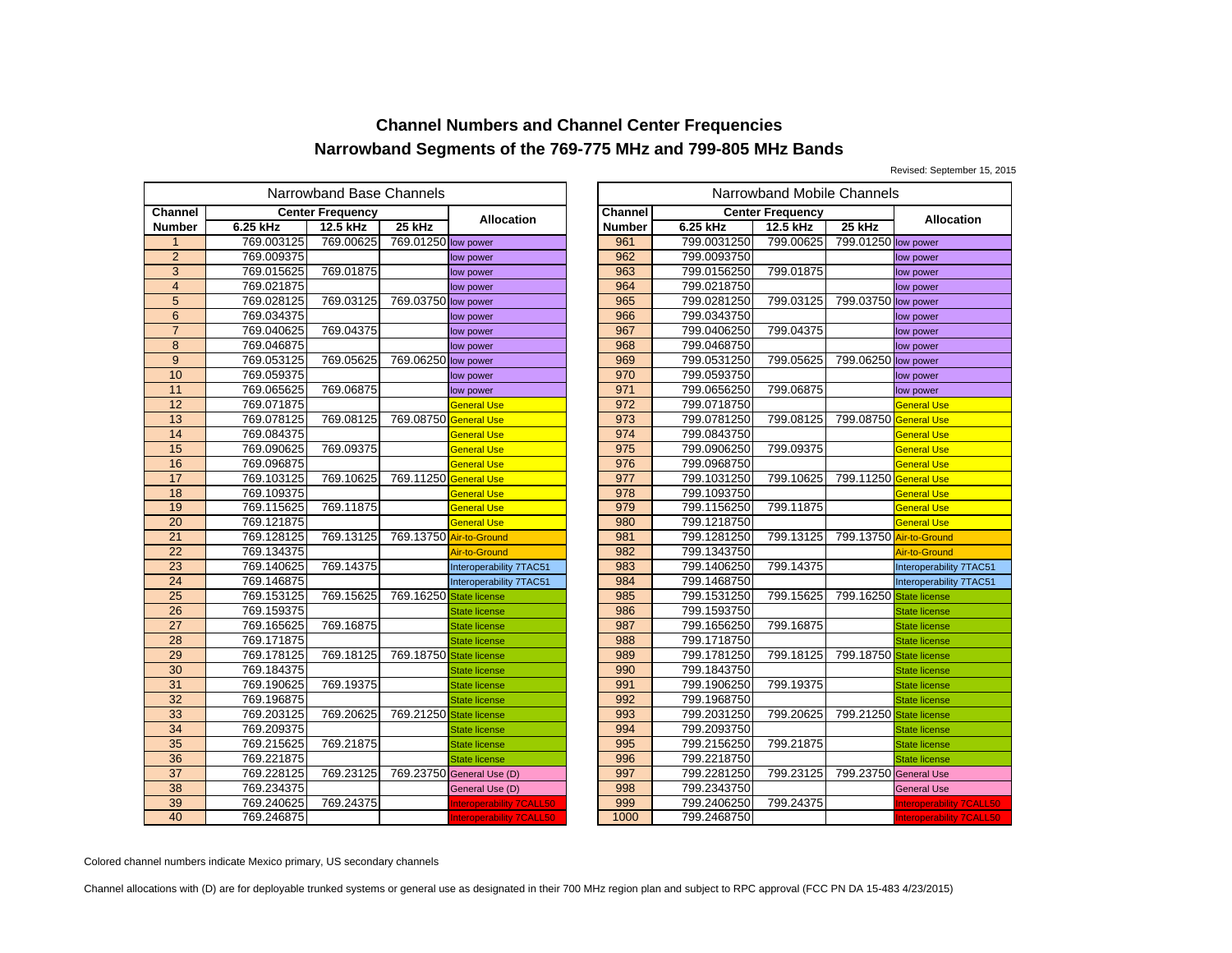# Channel Numbers and Channel Center Frequencies

## Narrowband Segments of the 769-775 MHz and 799-805 MHz Bands

Revised: September 15, 2015

### Narrowband Base Channels

| Channel Number | Center Frequency | | | Allocation |
|---|---|---|---|---|
| | 6.25 kHz | 12.5 kHz | 25 kHz | |
| 1 | 769.003125 | 769.00625 | 769.01250 | low power |
| 2 | 769.009375 | | | low power |
| 3 | 769.015625 | 769.01875 | | low power |
| 4 | 769.021875 | | | low power |
| 5 | 769.028125 | 769.03125 | 769.03750 | low power |
| 6 | 769.034375 | | | low power |
| 7 | 769.040625 | 769.04375 | | low power |
| 8 | 769.046875 | | | low power |
| 9 | 769.053125 | 769.05625 | 769.06250 | low power |
| 10 | 769.059375 | | | low power |
| 11 | 769.065625 | 769.06875 | | low power |
| 12 | 769.071875 | | | General Use |
| 13 | 769.078125 | 769.08125 | 769.08750 | General Use |
| 14 | 769.084375 | | | General Use |
| 15 | 769.090625 | 769.09375 | | General Use |
| 16 | 769.096875 | | | General Use |
| 17 | 769.103125 | 769.10625 | 769.11250 | General Use |
| 18 | 769.109375 | | | General Use |
| 19 | 769.115625 | 769.11875 | | General Use |
| 20 | 769.121875 | | | General Use |
| 21 | 769.128125 | 769.13125 | 769.13750 | Air-to-Ground |
| 22 | 769.134375 | | | Air-to-Ground |
| 23 | 769.140625 | 769.14375 | | Interoperability 7TAC51 |
| 24 | 769.146875 | | | Interoperability 7TAC51 |
| 25 | 769.153125 | 769.15625 | 769.16250 | State license |
| 26 | 769.159375 | | | State license |
| 27 | 769.165625 | 769.16875 | | State license |
| 28 | 769.171875 | | | State license |
| 29 | 769.178125 | 769.18125 | 769.18750 | State license |
| 30 | 769.184375 | | | State license |
| 31 | 769.190625 | 769.19375 | | State license |
| 32 | 769.196875 | | | State license |
| 33 | 769.203125 | 769.20625 | 769.21250 | State license |
| 34 | 769.209375 | | | State license |
| 35 | 769.215625 | 769.21875 | | State license |
| 36 | 769.221875 | | | State license |
| 37 | 769.228125 | 769.23125 | 769.23750 | General Use (D) |
| 38 | 769.234375 | | | General Use (D) |
| 39 | 769.240625 | 769.24375 | | Interoperability 7CALL50 |
| 40 | 769.246875 | | | Interoperability 7CALL50 |

### Narrowband Mobile Channels

| Channel Number | Center Frequency | | | Allocation |
|---|---|---|---|---|
| | 6.25 kHz | 12.5 kHz | 25 kHz | |
| 961 | 799.0031250 | 799.00625 | 799.01250 | low power |
| 962 | 799.0093750 | | | low power |
| 963 | 799.0156250 | 799.01875 | | low power |
| 964 | 799.0218750 | | | low power |
| 965 | 799.0281250 | 799.03125 | 799.03750 | low power |
| 966 | 799.0343750 | | | low power |
| 967 | 799.0406250 | 799.04375 | | low power |
| 968 | 799.0468750 | | | low power |
| 969 | 799.0531250 | 799.05625 | 799.06250 | low power |
| 970 | 799.0593750 | | | low power |
| 971 | 799.0656250 | 799.06875 | | low power |
| 972 | 799.0718750 | | | General Use |
| 973 | 799.0781250 | 799.08125 | 799.08750 | General Use |
| 974 | 799.0843750 | | | General Use |
| 975 | 799.0906250 | 799.09375 | | General Use |
| 976 | 799.0968750 | | | General Use |
| 977 | 799.1031250 | 799.10625 | 799.11250 | General Use |
| 978 | 799.1093750 | | | General Use |
| 979 | 799.1156250 | 799.11875 | | General Use |
| 980 | 799.1218750 | | | General Use |
| 981 | 799.1281250 | 799.13125 | 799.13750 | Air-to-Ground |
| 982 | 799.1343750 | | | Air-to-Ground |
| 983 | 799.1406250 | 799.14375 | | Interoperability 7TAC51 |
| 984 | 799.1468750 | | | Interoperability 7TAC51 |
| 985 | 799.1531250 | 799.15625 | 799.16250 | State license |
| 986 | 799.1593750 | | | State license |
| 987 | 799.1656250 | 799.16875 | | State license |
| 988 | 799.1718750 | | | State license |
| 989 | 799.1781250 | 799.18125 | 799.18750 | State license |
| 990 | 799.1843750 | | | State license |
| 991 | 799.1906250 | 799.19375 | | State license |
| 992 | 799.1968750 | | | State license |
| 993 | 799.2031250 | 799.20625 | 799.21250 | State license |
| 994 | 799.2093750 | | | State license |
| 995 | 799.2156250 | 799.21875 | | State license |
| 996 | 799.2218750 | | | State license |
| 997 | 799.2281250 | 799.23125 | 799.23750 | General Use |
| 998 | 799.2343750 | | | General Use |
| 999 | 799.2406250 | 799.24375 | | Interoperability 7CALL50 |
| 1000 | 799.2468750 | | | Interoperability 7CALL50 |

Colored channel numbers indicate Mexico primary, US secondary channels

Channel allocations with (D) are for deployable trunked systems or general use as designated in their 700 MHz region plan and subject to RPC approval (FCC PN DA 15-483 4/23/2015)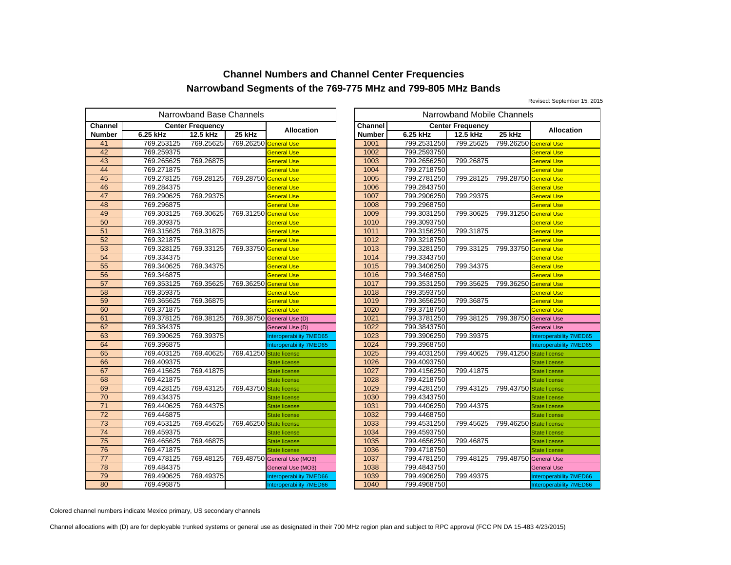# Channel Numbers and Channel Center Frequencies

# Narrowband Segments of the 769-775 MHz and 799-805 MHz Bands

Revised: September 15, 2015

**Narrowband Base Channels**

| Channel Number | Center Frequency | | | Allocation |
|---|---|---|---|---|
| | 6.25 kHz | 12.5 kHz | 25 kHz | |
| 41 | 769.253125 | 769.25625 | 769.26250 | General Use |
| 42 | 769.259375 | | | General Use |
| 43 | 769.265625 | 769.26875 | | General Use |
| 44 | 769.271875 | | | General Use |
| 45 | 769.278125 | 769.28125 | 769.28750 | General Use |
| 46 | 769.284375 | | | General Use |
| 47 | 769.290625 | 769.29375 | | General Use |
| 48 | 769.296875 | | | General Use |
| 49 | 769.303125 | 769.30625 | 769.31250 | General Use |
| 50 | 769.309375 | | | General Use |
| 51 | 769.315625 | 769.31875 | | General Use |
| 52 | 769.321875 | | | General Use |
| 53 | 769.328125 | 769.33125 | 769.33750 | General Use |
| 54 | 769.334375 | | | General Use |
| 55 | 769.340625 | 769.34375 | | General Use |
| 56 | 769.346875 | | | General Use |
| 57 | 769.353125 | 769.35625 | 769.36250 | General Use |
| 58 | 769.359375 | | | General Use |
| 59 | 769.365625 | 769.36875 | | General Use |
| 60 | 769.371875 | | | General Use |
| 61 | 769.378125 | 769.38125 | 769.38750 | General Use (D) |
| 62 | 769.384375 | | | General Use (D) |
| 63 | 769.390625 | 769.39375 | | Interoperability 7MED65 |
| 64 | 769.396875 | | | Interoperability 7MED65 |
| 65 | 769.403125 | 769.40625 | 769.41250 | State license |
| 66 | 769.409375 | | | State license |
| 67 | 769.415625 | 769.41875 | | State license |
| 68 | 769.421875 | | | State license |
| 69 | 769.428125 | 769.43125 | 769.43750 | State license |
| 70 | 769.434375 | | | State license |
| 71 | 769.440625 | 769.44375 | | State license |
| 72 | 769.446875 | | | State license |
| 73 | 769.453125 | 769.45625 | 769.46250 | State license |
| 74 | 769.459375 | | | State license |
| 75 | 769.465625 | 769.46875 | | State license |
| 76 | 769.471875 | | | State license |
| 77 | 769.478125 | 769.48125 | 769.48750 | General Use (MO3) |
| 78 | 769.484375 | | | General Use (MO3) |
| 79 | 769.490625 | 769.49375 | | Interoperability 7MED66 |
| 80 | 769.496875 | | | Interoperability 7MED66 |

**Narrowband Mobile Channels**

| Channel Number | Center Frequency | | | Allocation |
|---|---|---|---|---|
| | 6.25 kHz | 12.5 kHz | 25 kHz | |
| 1001 | 799.2531250 | 799.25625 | 799.26250 | General Use |
| 1002 | 799.2593750 | | | General Use |
| 1003 | 799.2656250 | 799.26875 | | General Use |
| 1004 | 799.2718750 | | | General Use |
| 1005 | 799.2781250 | 799.28125 | 799.28750 | General Use |
| 1006 | 799.2843750 | | | General Use |
| 1007 | 799.2906250 | 799.29375 | | General Use |
| 1008 | 799.2968750 | | | General Use |
| 1009 | 799.3031250 | 799.30625 | 799.31250 | General Use |
| 1010 | 799.3093750 | | | General Use |
| 1011 | 799.3156250 | 799.31875 | | General Use |
| 1012 | 799.3218750 | | | General Use |
| 1013 | 799.3281250 | 799.33125 | 799.33750 | General Use |
| 1014 | 799.3343750 | | | General Use |
| 1015 | 799.3406250 | 799.34375 | | General Use |
| 1016 | 799.3468750 | | | General Use |
| 1017 | 799.3531250 | 799.35625 | 799.36250 | General Use |
| 1018 | 799.3593750 | | | General Use |
| 1019 | 799.3656250 | 799.36875 | | General Use |
| 1020 | 799.3718750 | | | General Use |
| 1021 | 799.3781250 | 799.38125 | 799.38750 | General Use |
| 1022 | 799.3843750 | | | General Use |
| 1023 | 799.3906250 | 799.39375 | | Interoperability 7MED65 |
| 1024 | 799.3968750 | | | Interoperability 7MED65 |
| 1025 | 799.4031250 | 799.40625 | 799.41250 | State license |
| 1026 | 799.4093750 | | | State license |
| 1027 | 799.4156250 | 799.41875 | | State license |
| 1028 | 799.4218750 | | | State license |
| 1029 | 799.4281250 | 799.43125 | 799.43750 | State license |
| 1030 | 799.4343750 | | | State license |
| 1031 | 799.4406250 | 799.44375 | | State license |
| 1032 | 799.4468750 | | | State license |
| 1033 | 799.4531250 | 799.45625 | 799.46250 | State license |
| 1034 | 799.4593750 | | | State license |
| 1035 | 799.4656250 | 799.46875 | | State license |
| 1036 | 799.4718750 | | | State license |
| 1037 | 799.4781250 | 799.48125 | 799.48750 | General Use |
| 1038 | 799.4843750 | | | General Use |
| 1039 | 799.4906250 | 799.49375 | | Interoperability 7MED66 |
| 1040 | 799.4968750 | | | Interoperability 7MED66 |

Colored channel numbers indicate Mexico primary, US secondary channels

Channel allocations with (D) are for deployable trunked systems or general use as designated in their 700 MHz region plan and subject to RPC approval (FCC PN DA 15-483 4/23/2015)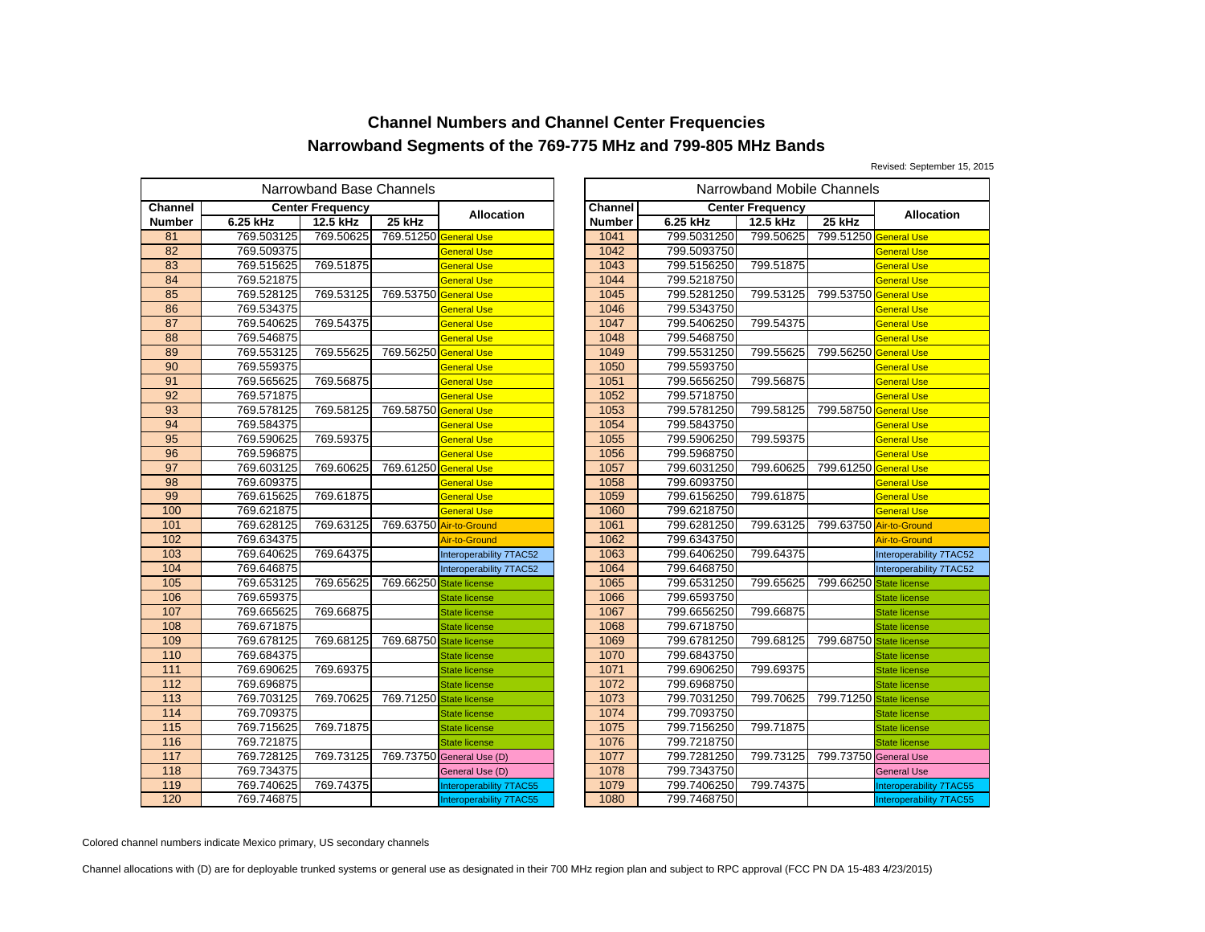# Channel Numbers and Channel Center Frequencies

## Narrowband Segments of the 769-775 MHz and 799-805 MHz Bands

Revised: September 15, 2015

### Narrowband Base Channels

| Channel Number | Center Frequency 6.25 kHz | 12.5 kHz | 25 kHz | Allocation |
|---|---|---|---|---|
| 81 | 769.503125 | 769.50625 | 769.51250 | General Use |
| 82 | 769.509375 | | | General Use |
| 83 | 769.515625 | 769.51875 | | General Use |
| 84 | 769.521875 | | | General Use |
| 85 | 769.528125 | 769.53125 | 769.53750 | General Use |
| 86 | 769.534375 | | | General Use |
| 87 | 769.540625 | 769.54375 | | General Use |
| 88 | 769.546875 | | | General Use |
| 89 | 769.553125 | 769.55625 | 769.56250 | General Use |
| 90 | 769.559375 | | | General Use |
| 91 | 769.565625 | 769.56875 | | General Use |
| 92 | 769.571875 | | | General Use |
| 93 | 769.578125 | 769.58125 | 769.58750 | General Use |
| 94 | 769.584375 | | | General Use |
| 95 | 769.590625 | 769.59375 | | General Use |
| 96 | 769.596875 | | | General Use |
| 97 | 769.603125 | 769.60625 | 769.61250 | General Use |
| 98 | 769.609375 | | | General Use |
| 99 | 769.615625 | 769.61875 | | General Use |
| 100 | 769.621875 | | | General Use |
| 101 | 769.628125 | 769.63125 | 769.63750 | Air-to-Ground |
| 102 | 769.634375 | | | Air-to-Ground |
| 103 | 769.640625 | 769.64375 | | Interoperability 7TAC52 |
| 104 | 769.646875 | | | Interoperability 7TAC52 |
| 105 | 769.653125 | 769.65625 | 769.66250 | State license |
| 106 | 769.659375 | | | State license |
| 107 | 769.665625 | 769.66875 | | State license |
| 108 | 769.671875 | | | State license |
| 109 | 769.678125 | 769.68125 | 769.68750 | State license |
| 110 | 769.684375 | | | State license |
| 111 | 769.690625 | 769.69375 | | State license |
| 112 | 769.696875 | | | State license |
| 113 | 769.703125 | 769.70625 | 769.71250 | State license |
| 114 | 769.709375 | | | State license |
| 115 | 769.715625 | 769.71875 | | State license |
| 116 | 769.721875 | | | State license |
| 117 | 769.728125 | 769.73125 | 769.73750 | General Use (D) |
| 118 | 769.734375 | | | General Use (D) |
| 119 | 769.740625 | 769.74375 | | Interoperability 7TAC55 |
| 120 | 769.746875 | | | Interoperability 7TAC55 |

### Narrowband Mobile Channels

| Channel Number | Center Frequency 6.25 kHz | 12.5 kHz | 25 kHz | Allocation |
|---|---|---|---|---|
| 1041 | 799.5031250 | 799.50625 | 799.51250 | General Use |
| 1042 | 799.5093750 | | | General Use |
| 1043 | 799.5156250 | 799.51875 | | General Use |
| 1044 | 799.5218750 | | | General Use |
| 1045 | 799.5281250 | 799.53125 | 799.53750 | General Use |
| 1046 | 799.5343750 | | | General Use |
| 1047 | 799.5406250 | 799.54375 | | General Use |
| 1048 | 799.5468750 | | | General Use |
| 1049 | 799.5531250 | 799.55625 | 799.56250 | General Use |
| 1050 | 799.5593750 | | | General Use |
| 1051 | 799.5656250 | 799.56875 | | General Use |
| 1052 | 799.5718750 | | | General Use |
| 1053 | 799.5781250 | 799.58125 | 799.58750 | General Use |
| 1054 | 799.5843750 | | | General Use |
| 1055 | 799.5906250 | 799.59375 | | General Use |
| 1056 | 799.5968750 | | | General Use |
| 1057 | 799.6031250 | 799.60625 | 799.61250 | General Use |
| 1058 | 799.6093750 | | | General Use |
| 1059 | 799.6156250 | 799.61875 | | General Use |
| 1060 | 799.6218750 | | | General Use |
| 1061 | 799.6281250 | 799.63125 | 799.63750 | Air-to-Ground |
| 1062 | 799.6343750 | | | Air-to-Ground |
| 1063 | 799.6406250 | 799.64375 | | Interoperability 7TAC52 |
| 1064 | 799.6468750 | | | Interoperability 7TAC52 |
| 1065 | 799.6531250 | 799.65625 | 799.66250 | State license |
| 1066 | 799.6593750 | | | State license |
| 1067 | 799.6656250 | 799.66875 | | State license |
| 1068 | 799.6718750 | | | State license |
| 1069 | 799.6781250 | 799.68125 | 799.68750 | State license |
| 1070 | 799.6843750 | | | State license |
| 1071 | 799.6906250 | 799.69375 | | State license |
| 1072 | 799.6968750 | | | State license |
| 1073 | 799.7031250 | 799.70625 | 799.71250 | State license |
| 1074 | 799.7093750 | | | State license |
| 1075 | 799.7156250 | 799.71875 | | State license |
| 1076 | 799.7218750 | | | State license |
| 1077 | 799.7281250 | 799.73125 | 799.73750 | General Use |
| 1078 | 799.7343750 | | | General Use |
| 1079 | 799.7406250 | 799.74375 | | Interoperability 7TAC55 |
| 1080 | 799.7468750 | | | Interoperability 7TAC55 |

Colored channel numbers indicate Mexico primary, US secondary channels

Channel allocations with (D) are for deployable trunked systems or general use as designated in their 700 MHz region plan and subject to RPC approval (FCC PN DA 15-483 4/23/2015)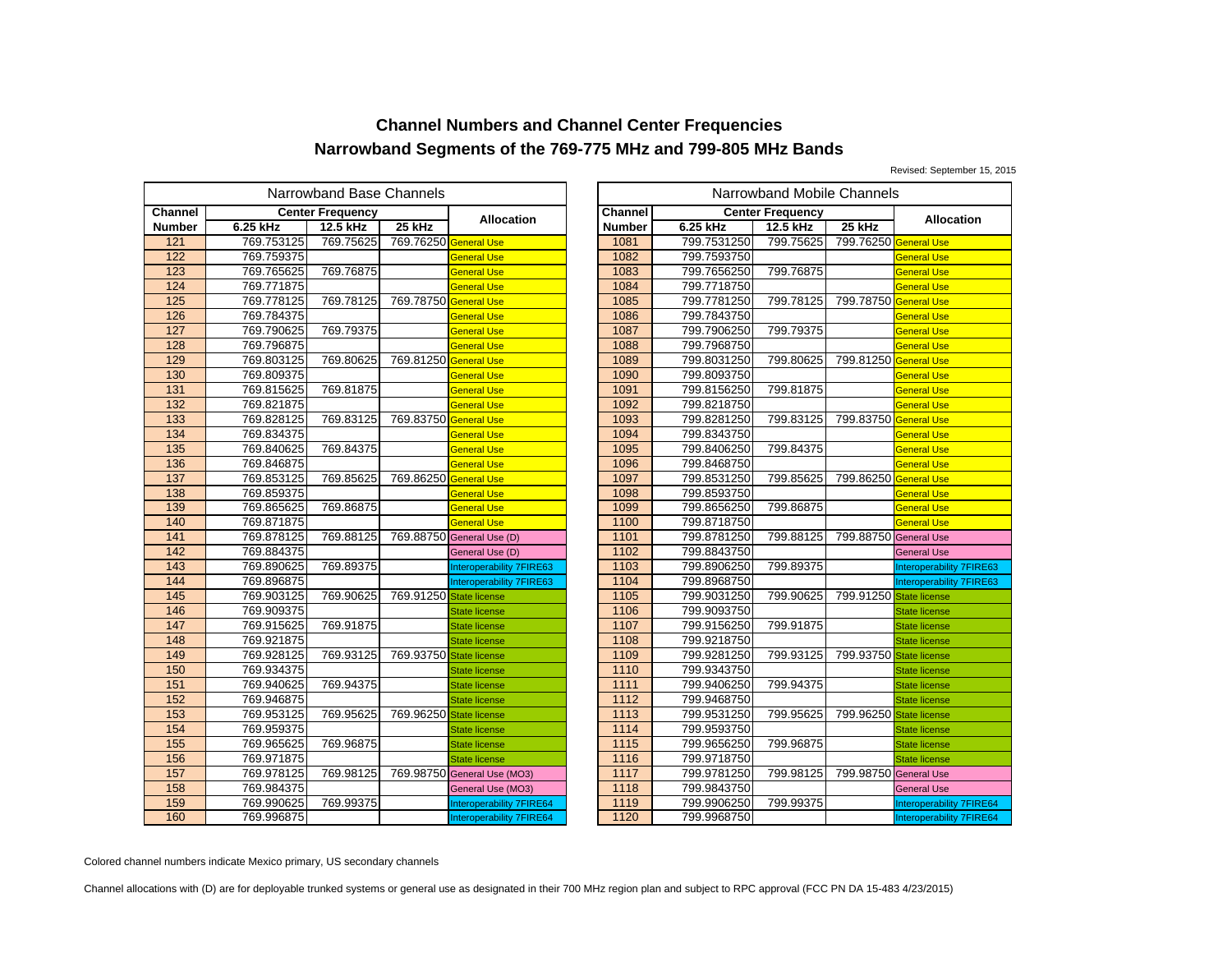## Channel Numbers and Channel Center Frequencies
## Narrowband Segments of the 769-775 MHz and 799-805 MHz Bands

Revised: September 15, 2015

| Narrowband Base Channels | | | | |
|---|---|---|---|---|
| Channel Number | Center Frequency 6.25 kHz | 12.5 kHz | 25 kHz | Allocation |
| 121 | 769.753125 | 769.75625 | 769.76250 | General Use |
| 122 | 769.759375 | | | General Use |
| 123 | 769.765625 | 769.76875 | | General Use |
| 124 | 769.771875 | | | General Use |
| 125 | 769.778125 | 769.78125 | 769.78750 | General Use |
| 126 | 769.784375 | | | General Use |
| 127 | 769.790625 | 769.79375 | | General Use |
| 128 | 769.796875 | | | General Use |
| 129 | 769.803125 | 769.80625 | 769.81250 | General Use |
| 130 | 769.809375 | | | General Use |
| 131 | 769.815625 | 769.81875 | | General Use |
| 132 | 769.821875 | | | General Use |
| 133 | 769.828125 | 769.83125 | 769.83750 | General Use |
| 134 | 769.834375 | | | General Use |
| 135 | 769.840625 | 769.84375 | | General Use |
| 136 | 769.846875 | | | General Use |
| 137 | 769.853125 | 769.85625 | 769.86250 | General Use |
| 138 | 769.859375 | | | General Use |
| 139 | 769.865625 | 769.86875 | | General Use |
| 140 | 769.871875 | | | General Use |
| 141 | 769.878125 | 769.88125 | 769.88750 | General Use (D) |
| 142 | 769.884375 | | | General Use (D) |
| 143 | 769.890625 | 769.89375 | | Interoperability 7FIRE63 |
| 144 | 769.896875 | | | Interoperability 7FIRE63 |
| 145 | 769.903125 | 769.90625 | 769.91250 | State license |
| 146 | 769.909375 | | | State license |
| 147 | 769.915625 | 769.91875 | | State license |
| 148 | 769.921875 | | | State license |
| 149 | 769.928125 | 769.93125 | 769.93750 | State license |
| 150 | 769.934375 | | | State license |
| 151 | 769.940625 | 769.94375 | | State license |
| 152 | 769.946875 | | | State license |
| 153 | 769.953125 | 769.95625 | 769.96250 | State license |
| 154 | 769.959375 | | | State license |
| 155 | 769.965625 | 769.96875 | | State license |
| 156 | 769.971875 | | | State license |
| 157 | 769.978125 | 769.98125 | 769.98750 | General Use (MO3) |
| 158 | 769.984375 | | | General Use (MO3) |
| 159 | 769.990625 | 769.99375 | | Interoperability 7FIRE64 |
| 160 | 769.996875 | | | Interoperability 7FIRE64 |

| Narrowband Mobile Channels | | | | |
|---|---|---|---|---|
| Channel Number | Center Frequency 6.25 kHz | 12.5 kHz | 25 kHz | Allocation |
| 1081 | 799.7531250 | 799.75625 | 799.76250 | General Use |
| 1082 | 799.7593750 | | | General Use |
| 1083 | 799.7656250 | 799.76875 | | General Use |
| 1084 | 799.7718750 | | | General Use |
| 1085 | 799.7781250 | 799.78125 | 799.78750 | General Use |
| 1086 | 799.7843750 | | | General Use |
| 1087 | 799.7906250 | 799.79375 | | General Use |
| 1088 | 799.7968750 | | | General Use |
| 1089 | 799.8031250 | 799.80625 | 799.81250 | General Use |
| 1090 | 799.8093750 | | | General Use |
| 1091 | 799.8156250 | 799.81875 | | General Use |
| 1092 | 799.8218750 | | | General Use |
| 1093 | 799.8281250 | 799.83125 | 799.83750 | General Use |
| 1094 | 799.8343750 | | | General Use |
| 1095 | 799.8406250 | 799.84375 | | General Use |
| 1096 | 799.8468750 | | | General Use |
| 1097 | 799.8531250 | 799.85625 | 799.86250 | General Use |
| 1098 | 799.8593750 | | | General Use |
| 1099 | 799.8656250 | 799.86875 | | General Use |
| 1100 | 799.8718750 | | | General Use |
| 1101 | 799.8781250 | 799.88125 | 799.88750 | General Use |
| 1102 | 799.8843750 | | | General Use |
| 1103 | 799.8906250 | 799.89375 | | Interoperability 7FIRE63 |
| 1104 | 799.8968750 | | | Interoperability 7FIRE63 |
| 1105 | 799.9031250 | 799.90625 | 799.91250 | State license |
| 1106 | 799.9093750 | | | State license |
| 1107 | 799.9156250 | 799.91875 | | State license |
| 1108 | 799.9218750 | | | State license |
| 1109 | 799.9281250 | 799.93125 | 799.93750 | State license |
| 1110 | 799.9343750 | | | State license |
| 1111 | 799.9406250 | 799.94375 | | State license |
| 1112 | 799.9468750 | | | State license |
| 1113 | 799.9531250 | 799.95625 | 799.96250 | State license |
| 1114 | 799.9593750 | | | State license |
| 1115 | 799.9656250 | 799.96875 | | State license |
| 1116 | 799.9718750 | | | State license |
| 1117 | 799.9781250 | 799.98125 | 799.98750 | General Use |
| 1118 | 799.9843750 | | | General Use |
| 1119 | 799.9906250 | 799.99375 | | Interoperability 7FIRE64 |
| 1120 | 799.9968750 | | | Interoperability 7FIRE64 |

Colored channel numbers indicate Mexico primary, US secondary channels

Channel allocations with (D) are for deployable trunked systems or general use as designated in their 700 MHz region plan and subject to RPC approval (FCC PN DA 15-483 4/23/2015)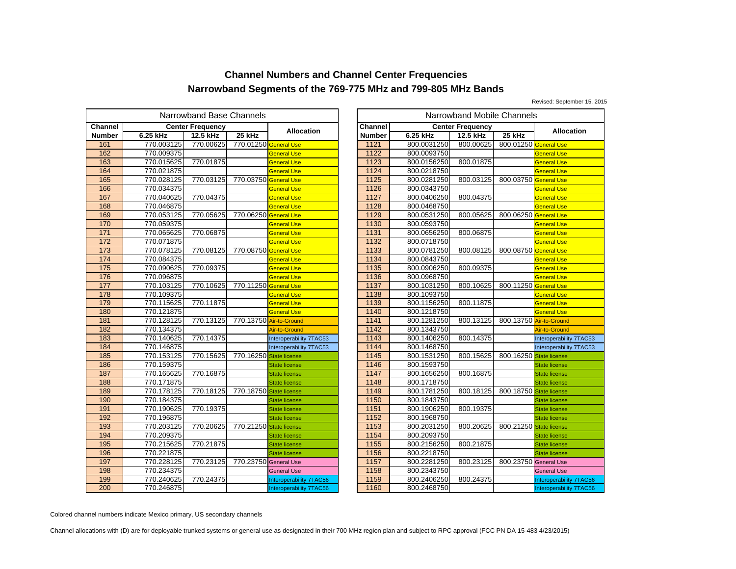## Channel Numbers and Channel Center Frequencies

## Narrowband Segments of the 769-775 MHz and 799-805 MHz Bands

Revised: September 15, 2015

| Narrowband Base Channels | | | | | Narrowband Mobile Channels | | | | |
|---|---|---|---|---|---|---|---|---|---|
| Channel Number | Center Frequency 6.25 kHz | 12.5 kHz | 25 kHz | Allocation | Channel Number | Center Frequency 6.25 kHz | 12.5 kHz | 25 kHz | Allocation |
| 161 | 770.003125 | 770.00625 | 770.01250 | General Use | 1121 | 800.0031250 | 800.00625 | 800.01250 | General Use |
| 162 | 770.009375 | | | General Use | 1122 | 800.0093750 | | | General Use |
| 163 | 770.015625 | 770.01875 | | General Use | 1123 | 800.0156250 | 800.01875 | | General Use |
| 164 | 770.021875 | | | General Use | 1124 | 800.0218750 | | | General Use |
| 165 | 770.028125 | 770.03125 | 770.03750 | General Use | 1125 | 800.0281250 | 800.03125 | 800.03750 | General Use |
| 166 | 770.034375 | | | General Use | 1126 | 800.0343750 | | | General Use |
| 167 | 770.040625 | 770.04375 | | General Use | 1127 | 800.0406250 | 800.04375 | | General Use |
| 168 | 770.046875 | | | General Use | 1128 | 800.0468750 | | | General Use |
| 169 | 770.053125 | 770.05625 | 770.06250 | General Use | 1129 | 800.0531250 | 800.05625 | 800.06250 | General Use |
| 170 | 770.059375 | | | General Use | 1130 | 800.0593750 | | | General Use |
| 171 | 770.065625 | 770.06875 | | General Use | 1131 | 800.0656250 | 800.06875 | | General Use |
| 172 | 770.071875 | | | General Use | 1132 | 800.0718750 | | | General Use |
| 173 | 770.078125 | 770.08125 | 770.08750 | General Use | 1133 | 800.0781250 | 800.08125 | 800.08750 | General Use |
| 174 | 770.084375 | | | General Use | 1134 | 800.0843750 | | | General Use |
| 175 | 770.090625 | 770.09375 | | General Use | 1135 | 800.0906250 | 800.09375 | | General Use |
| 176 | 770.096875 | | | General Use | 1136 | 800.0968750 | | | General Use |
| 177 | 770.103125 | 770.10625 | 770.11250 | General Use | 1137 | 800.1031250 | 800.10625 | 800.11250 | General Use |
| 178 | 770.109375 | | | General Use | 1138 | 800.1093750 | | | General Use |
| 179 | 770.115625 | 770.11875 | | General Use | 1139 | 800.1156250 | 800.11875 | | General Use |
| 180 | 770.121875 | | | General Use | 1140 | 800.1218750 | | | General Use |
| 181 | 770.128125 | 770.13125 | 770.13750 | Air-to-Ground | 1141 | 800.1281250 | 800.13125 | 800.13750 | Air-to-Ground |
| 182 | 770.134375 | | | Air-to-Ground | 1142 | 800.1343750 | | | Air-to-Ground |
| 183 | 770.140625 | 770.14375 | | Interoperability 7TAC53 | 1143 | 800.1406250 | 800.14375 | | Interoperability 7TAC53 |
| 184 | 770.146875 | | | Interoperability 7TAC53 | 1144 | 800.1468750 | | | Interoperability 7TAC53 |
| 185 | 770.153125 | 770.15625 | 770.16250 | State license | 1145 | 800.1531250 | 800.15625 | 800.16250 | State license |
| 186 | 770.159375 | | | State license | 1146 | 800.1593750 | | | State license |
| 187 | 770.165625 | 770.16875 | | State license | 1147 | 800.1656250 | 800.16875 | | State license |
| 188 | 770.171875 | | | State license | 1148 | 800.1718750 | | | State license |
| 189 | 770.178125 | 770.18125 | 770.18750 | State license | 1149 | 800.1781250 | 800.18125 | 800.18750 | State license |
| 190 | 770.184375 | | | State license | 1150 | 800.1843750 | | | State license |
| 191 | 770.190625 | 770.19375 | | State license | 1151 | 800.1906250 | 800.19375 | | State license |
| 192 | 770.196875 | | | State license | 1152 | 800.1968750 | | | State license |
| 193 | 770.203125 | 770.20625 | 770.21250 | State license | 1153 | 800.2031250 | 800.20625 | 800.21250 | State license |
| 194 | 770.209375 | | | State license | 1154 | 800.2093750 | | | State license |
| 195 | 770.215625 | 770.21875 | | State license | 1155 | 800.2156250 | 800.21875 | | State license |
| 196 | 770.221875 | | | State license | 1156 | 800.2218750 | | | State license |
| 197 | 770.228125 | 770.23125 | 770.23750 | General Use | 1157 | 800.2281250 | 800.23125 | 800.23750 | General Use |
| 198 | 770.234375 | | | General Use | 1158 | 800.2343750 | | | General Use |
| 199 | 770.240625 | 770.24375 | | Interoperability 7TAC56 | 1159 | 800.2406250 | 800.24375 | | Interoperability 7TAC56 |
| 200 | 770.246875 | | | Interoperability 7TAC56 | 1160 | 800.2468750 | | | Interoperability 7TAC56 |

Colored channel numbers indicate Mexico primary, US secondary channels

Channel allocations with (D) are for deployable trunked systems or general use as designated in their 700 MHz region plan and subject to RPC approval (FCC PN DA 15-483 4/23/2015)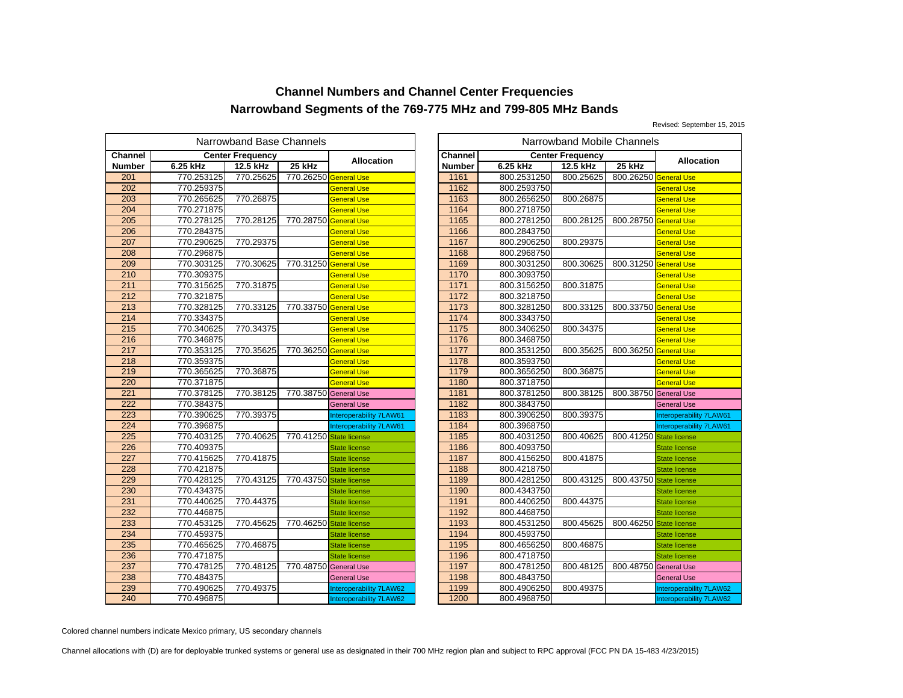# Channel Numbers and Channel Center Frequencies
## Narrowband Segments of the 769-775 MHz and 799-805 MHz Bands

Revised: September 15, 2015

| Narrowband Base Channels | | | | | Narrowband Mobile Channels | | | | |
|---|---|---|---|---|---|---|---|---|---|
| Channel Number | Center Frequency | | | Allocation | Channel Number | Center Frequency | | | Allocation |
| | 6.25 kHz | 12.5 kHz | 25 kHz | | | 6.25 kHz | 12.5 kHz | 25 kHz | |
| 201 | 770.253125 | 770.25625 | 770.26250 | General Use | 1161 | 800.2531250 | 800.25625 | 800.26250 | General Use |
| 202 | 770.259375 | | | General Use | 1162 | 800.2593750 | | | General Use |
| 203 | 770.265625 | 770.26875 | | General Use | 1163 | 800.2656250 | 800.26875 | | General Use |
| 204 | 770.271875 | | | General Use | 1164 | 800.2718750 | | | General Use |
| 205 | 770.278125 | 770.28125 | 770.28750 | General Use | 1165 | 800.2781250 | 800.28125 | 800.28750 | General Use |
| 206 | 770.284375 | | | General Use | 1166 | 800.2843750 | | | General Use |
| 207 | 770.290625 | 770.29375 | | General Use | 1167 | 800.2906250 | 800.29375 | | General Use |
| 208 | 770.296875 | | | General Use | 1168 | 800.2968750 | | | General Use |
| 209 | 770.303125 | 770.30625 | 770.31250 | General Use | 1169 | 800.3031250 | 800.30625 | 800.31250 | General Use |
| 210 | 770.309375 | | | General Use | 1170 | 800.3093750 | | | General Use |
| 211 | 770.315625 | 770.31875 | | General Use | 1171 | 800.3156250 | 800.31875 | | General Use |
| 212 | 770.321875 | | | General Use | 1172 | 800.3218750 | | | General Use |
| 213 | 770.328125 | 770.33125 | 770.33750 | General Use | 1173 | 800.3281250 | 800.33125 | 800.33750 | General Use |
| 214 | 770.334375 | | | General Use | 1174 | 800.3343750 | | | General Use |
| 215 | 770.340625 | 770.34375 | | General Use | 1175 | 800.3406250 | 800.34375 | | General Use |
| 216 | 770.346875 | | | General Use | 1176 | 800.3468750 | | | General Use |
| 217 | 770.353125 | 770.35625 | 770.36250 | General Use | 1177 | 800.3531250 | 800.35625 | 800.36250 | General Use |
| 218 | 770.359375 | | | General Use | 1178 | 800.3593750 | | | General Use |
| 219 | 770.365625 | 770.36875 | | General Use | 1179 | 800.3656250 | 800.36875 | | General Use |
| 220 | 770.371875 | | | General Use | 1180 | 800.3718750 | | | General Use |
| 221 | 770.378125 | 770.38125 | 770.38750 | General Use | 1181 | 800.3781250 | 800.38125 | 800.38750 | General Use |
| 222 | 770.384375 | | | General Use | 1182 | 800.3843750 | | | General Use |
| 223 | 770.390625 | 770.39375 | | Interoperability 7LAW61 | 1183 | 800.3906250 | 800.39375 | | Interoperability 7LAW61 |
| 224 | 770.396875 | | | Interoperability 7LAW61 | 1184 | 800.3968750 | | | Interoperability 7LAW61 |
| 225 | 770.403125 | 770.40625 | 770.41250 | State license | 1185 | 800.4031250 | 800.40625 | 800.41250 | State license |
| 226 | 770.409375 | | | State license | 1186 | 800.4093750 | | | State license |
| 227 | 770.415625 | 770.41875 | | State license | 1187 | 800.4156250 | 800.41875 | | State license |
| 228 | 770.421875 | | | State license | 1188 | 800.4218750 | | | State license |
| 229 | 770.428125 | 770.43125 | 770.43750 | State license | 1189 | 800.4281250 | 800.43125 | 800.43750 | State license |
| 230 | 770.434375 | | | State license | 1190 | 800.4343750 | | | State license |
| 231 | 770.440625 | 770.44375 | | State license | 1191 | 800.4406250 | 800.44375 | | State license |
| 232 | 770.446875 | | | State license | 1192 | 800.4468750 | | | State license |
| 233 | 770.453125 | 770.45625 | 770.46250 | State license | 1193 | 800.4531250 | 800.45625 | 800.46250 | State license |
| 234 | 770.459375 | | | State license | 1194 | 800.4593750 | | | State license |
| 235 | 770.465625 | 770.46875 | | State license | 1195 | 800.4656250 | 800.46875 | | State license |
| 236 | 770.471875 | | | State license | 1196 | 800.4718750 | | | State license |
| 237 | 770.478125 | 770.48125 | 770.48750 | General Use | 1197 | 800.4781250 | 800.48125 | 800.48750 | General Use |
| 238 | 770.484375 | | | General Use | 1198 | 800.4843750 | | | General Use |
| 239 | 770.490625 | 770.49375 | | Interoperability 7LAW62 | 1199 | 800.4906250 | 800.49375 | | Interoperability 7LAW62 |
| 240 | 770.496875 | | | Interoperability 7LAW62 | 1200 | 800.4968750 | | | Interoperability 7LAW62 |

Colored channel numbers indicate Mexico primary, US secondary channels

Channel allocations with (D) are for deployable trunked systems or general use as designated in their 700 MHz region plan and subject to RPC approval (FCC PN DA 15-483 4/23/2015)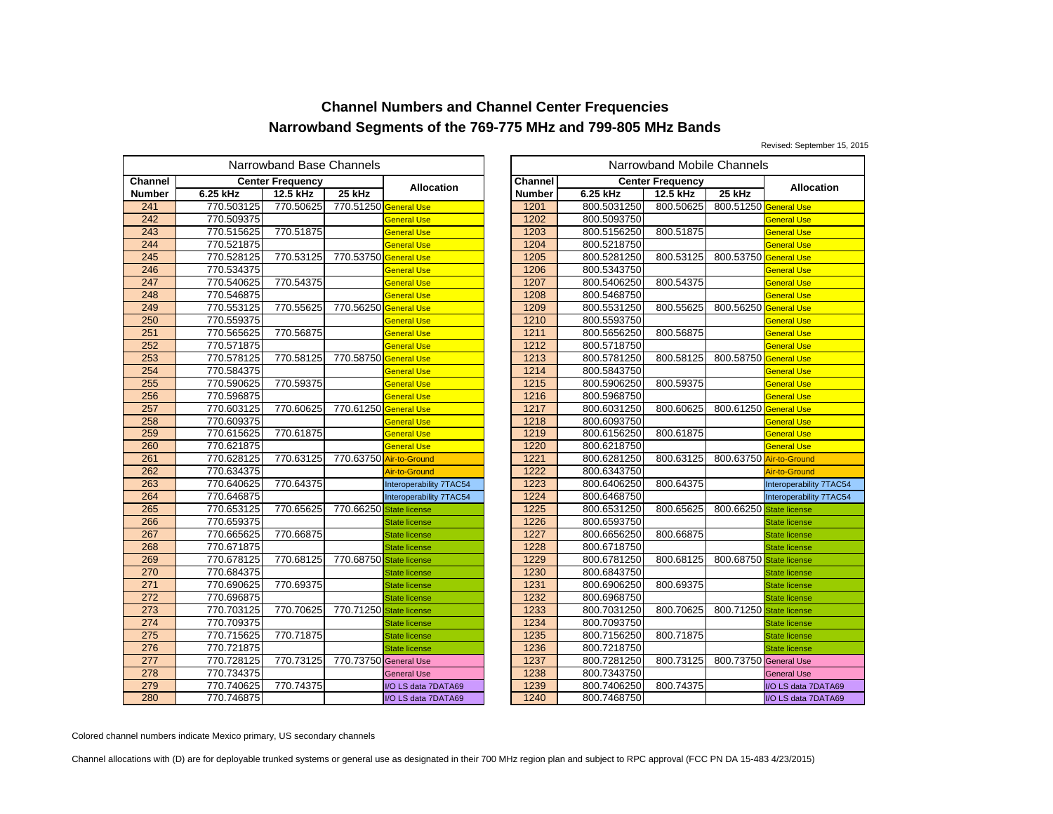# Channel Numbers and Channel Center Frequencies

## Narrowband Segments of the 769-775 MHz and 799-805 MHz Bands

Revised: September 15, 2015

**Narrowband Base Channels**

| Channel Number | Center Frequency 6.25 kHz | 12.5 kHz | 25 kHz | Allocation |
|---|---|---|---|---|
| 241 | 770.503125 | 770.50625 | 770.51250 | General Use |
| 242 | 770.509375 | | | General Use |
| 243 | 770.515625 | 770.51875 | | General Use |
| 244 | 770.521875 | | | General Use |
| 245 | 770.528125 | 770.53125 | 770.53750 | General Use |
| 246 | 770.534375 | | | General Use |
| 247 | 770.540625 | 770.54375 | | General Use |
| 248 | 770.546875 | | | General Use |
| 249 | 770.553125 | 770.55625 | 770.56250 | General Use |
| 250 | 770.559375 | | | General Use |
| 251 | 770.565625 | 770.56875 | | General Use |
| 252 | 770.571875 | | | General Use |
| 253 | 770.578125 | 770.58125 | 770.58750 | General Use |
| 254 | 770.584375 | | | General Use |
| 255 | 770.590625 | 770.59375 | | General Use |
| 256 | 770.596875 | | | General Use |
| 257 | 770.603125 | 770.60625 | 770.61250 | General Use |
| 258 | 770.609375 | | | General Use |
| 259 | 770.615625 | 770.61875 | | General Use |
| 260 | 770.621875 | | | General Use |
| 261 | 770.628125 | 770.63125 | 770.63750 | Air-to-Ground |
| 262 | 770.634375 | | | Air-to-Ground |
| 263 | 770.640625 | 770.64375 | | Interoperability 7TAC54 |
| 264 | 770.646875 | | | Interoperability 7TAC54 |
| 265 | 770.653125 | 770.65625 | 770.66250 | State license |
| 266 | 770.659375 | | | State license |
| 267 | 770.665625 | 770.66875 | | State license |
| 268 | 770.671875 | | | State license |
| 269 | 770.678125 | 770.68125 | 770.68750 | State license |
| 270 | 770.684375 | | | State license |
| 271 | 770.690625 | 770.69375 | | State license |
| 272 | 770.696875 | | | State license |
| 273 | 770.703125 | 770.70625 | 770.71250 | State license |
| 274 | 770.709375 | | | State license |
| 275 | 770.715625 | 770.71875 | | State license |
| 276 | 770.721875 | | | State license |
| 277 | 770.728125 | 770.73125 | 770.73750 | General Use |
| 278 | 770.734375 | | | General Use |
| 279 | 770.740625 | 770.74375 | | I/O LS data 7DATA69 |
| 280 | 770.746875 | | | I/O LS data 7DATA69 |

**Narrowband Mobile Channels**

| Channel Number | Center Frequency 6.25 kHz | 12.5 kHz | 25 kHz | Allocation |
|---|---|---|---|---|
| 1201 | 800.5031250 | 800.50625 | 800.51250 | General Use |
| 1202 | 800.5093750 | | | General Use |
| 1203 | 800.5156250 | 800.51875 | | General Use |
| 1204 | 800.5218750 | | | General Use |
| 1205 | 800.5281250 | 800.53125 | 800.53750 | General Use |
| 1206 | 800.5343750 | | | General Use |
| 1207 | 800.5406250 | 800.54375 | | General Use |
| 1208 | 800.5468750 | | | General Use |
| 1209 | 800.5531250 | 800.55625 | 800.56250 | General Use |
| 1210 | 800.5593750 | | | General Use |
| 1211 | 800.5656250 | 800.56875 | | General Use |
| 1212 | 800.5718750 | | | General Use |
| 1213 | 800.5781250 | 800.58125 | 800.58750 | General Use |
| 1214 | 800.5843750 | | | General Use |
| 1215 | 800.5906250 | 800.59375 | | General Use |
| 1216 | 800.5968750 | | | General Use |
| 1217 | 800.6031250 | 800.60625 | 800.61250 | General Use |
| 1218 | 800.6093750 | | | General Use |
| 1219 | 800.6156250 | 800.61875 | | General Use |
| 1220 | 800.6218750 | | | General Use |
| 1221 | 800.6281250 | 800.63125 | 800.63750 | Air-to-Ground |
| 1222 | 800.6343750 | | | Air-to-Ground |
| 1223 | 800.6406250 | 800.64375 | | Interoperability 7TAC54 |
| 1224 | 800.6468750 | | | Interoperability 7TAC54 |
| 1225 | 800.6531250 | 800.65625 | 800.66250 | State license |
| 1226 | 800.6593750 | | | State license |
| 1227 | 800.6656250 | 800.66875 | | State license |
| 1228 | 800.6718750 | | | State license |
| 1229 | 800.6781250 | 800.68125 | 800.68750 | State license |
| 1230 | 800.6843750 | | | State license |
| 1231 | 800.6906250 | 800.69375 | | State license |
| 1232 | 800.6968750 | | | State license |
| 1233 | 800.7031250 | 800.70625 | 800.71250 | State license |
| 1234 | 800.7093750 | | | State license |
| 1235 | 800.7156250 | 800.71875 | | State license |
| 1236 | 800.7218750 | | | State license |
| 1237 | 800.7281250 | 800.73125 | 800.73750 | General Use |
| 1238 | 800.7343750 | | | General Use |
| 1239 | 800.7406250 | 800.74375 | | I/O LS data 7DATA69 |
| 1240 | 800.7468750 | | | I/O LS data 7DATA69 |

Colored channel numbers indicate Mexico primary, US secondary channels

Channel allocations with (D) are for deployable trunked systems or general use as designated in their 700 MHz region plan and subject to RPC approval (FCC PN DA 15-483 4/23/2015)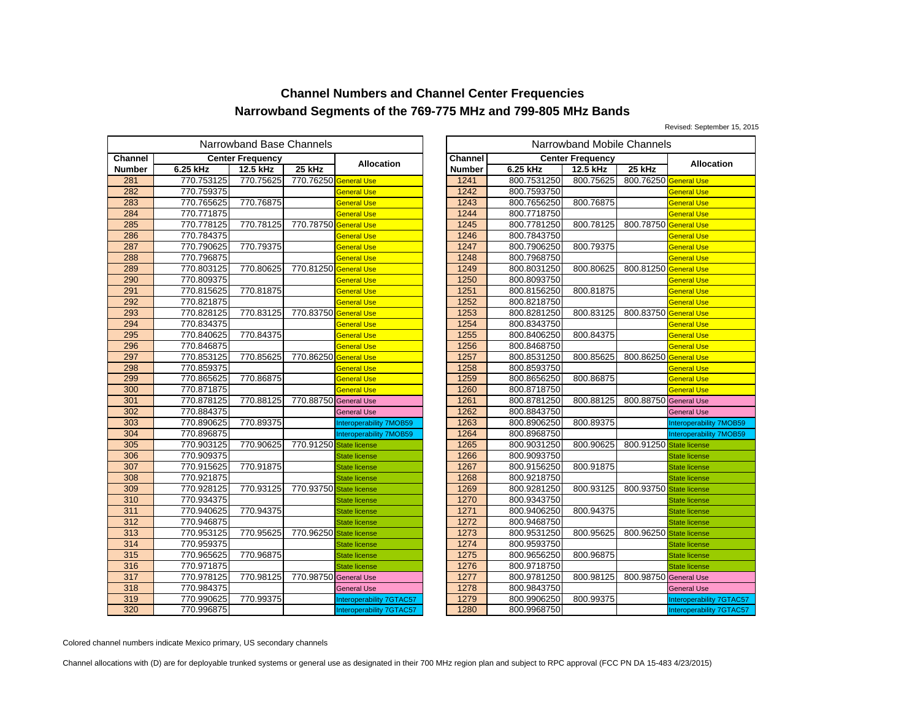# Channel Numbers and Channel Center Frequencies
## Narrowband Segments of the 769-775 MHz and 799-805 MHz Bands

Revised: September 15, 2015

| Narrowband Base Channels | | | | | Narrowband Mobile Channels | | | | |
|---|---|---|---|---|---|---|---|---|---|
| Channel | Center Frequency | | | Allocation | Channel | Center Frequency | | | Allocation |
| Number | 6.25 kHz | 12.5 kHz | 25 kHz | | Number | 6.25 kHz | 12.5 kHz | 25 kHz | |
| 281 | 770.753125 | 770.75625 | 770.76250 | General Use | 1241 | 800.7531250 | 800.75625 | 800.76250 | General Use |
| 282 | 770.759375 | | | General Use | 1242 | 800.7593750 | | | General Use |
| 283 | 770.765625 | 770.76875 | | General Use | 1243 | 800.7656250 | 800.76875 | | General Use |
| 284 | 770.771875 | | | General Use | 1244 | 800.7718750 | | | General Use |
| 285 | 770.778125 | 770.78125 | 770.78750 | General Use | 1245 | 800.7781250 | 800.78125 | 800.78750 | General Use |
| 286 | 770.784375 | | | General Use | 1246 | 800.7843750 | | | General Use |
| 287 | 770.790625 | 770.79375 | | General Use | 1247 | 800.7906250 | 800.79375 | | General Use |
| 288 | 770.796875 | | | General Use | 1248 | 800.7968750 | | | General Use |
| 289 | 770.803125 | 770.80625 | 770.81250 | General Use | 1249 | 800.8031250 | 800.80625 | 800.81250 | General Use |
| 290 | 770.809375 | | | General Use | 1250 | 800.8093750 | | | General Use |
| 291 | 770.815625 | 770.81875 | | General Use | 1251 | 800.8156250 | 800.81875 | | General Use |
| 292 | 770.821875 | | | General Use | 1252 | 800.8218750 | | | General Use |
| 293 | 770.828125 | 770.83125 | 770.83750 | General Use | 1253 | 800.8281250 | 800.83125 | 800.83750 | General Use |
| 294 | 770.834375 | | | General Use | 1254 | 800.8343750 | | | General Use |
| 295 | 770.840625 | 770.84375 | | General Use | 1255 | 800.8406250 | 800.84375 | | General Use |
| 296 | 770.846875 | | | General Use | 1256 | 800.8468750 | | | General Use |
| 297 | 770.853125 | 770.85625 | 770.86250 | General Use | 1257 | 800.8531250 | 800.85625 | 800.86250 | General Use |
| 298 | 770.859375 | | | General Use | 1258 | 800.8593750 | | | General Use |
| 299 | 770.865625 | 770.86875 | | General Use | 1259 | 800.8656250 | 800.86875 | | General Use |
| 300 | 770.871875 | | | General Use | 1260 | 800.8718750 | | | General Use |
| 301 | 770.878125 | 770.88125 | 770.88750 | General Use | 1261 | 800.8781250 | 800.88125 | 800.88750 | General Use |
| 302 | 770.884375 | | | General Use | 1262 | 800.8843750 | | | General Use |
| 303 | 770.890625 | 770.89375 | | Interoperability 7MOB59 | 1263 | 800.8906250 | 800.89375 | | Interoperability 7MOB59 |
| 304 | 770.896875 | | | Interoperability 7MOB59 | 1264 | 800.8968750 | | | Interoperability 7MOB59 |
| 305 | 770.903125 | 770.90625 | 770.91250 | State license | 1265 | 800.9031250 | 800.90625 | 800.91250 | State license |
| 306 | 770.909375 | | | State license | 1266 | 800.9093750 | | | State license |
| 307 | 770.915625 | 770.91875 | | State license | 1267 | 800.9156250 | 800.91875 | | State license |
| 308 | 770.921875 | | | State license | 1268 | 800.9218750 | | | State license |
| 309 | 770.928125 | 770.93125 | 770.93750 | State license | 1269 | 800.9281250 | 800.93125 | 800.93750 | State license |
| 310 | 770.934375 | | | State license | 1270 | 800.9343750 | | | State license |
| 311 | 770.940625 | 770.94375 | | State license | 1271 | 800.9406250 | 800.94375 | | State license |
| 312 | 770.946875 | | | State license | 1272 | 800.9468750 | | | State license |
| 313 | 770.953125 | 770.95625 | 770.96250 | State license | 1273 | 800.9531250 | 800.95625 | 800.96250 | State license |
| 314 | 770.959375 | | | State license | 1274 | 800.9593750 | | | State license |
| 315 | 770.965625 | 770.96875 | | State license | 1275 | 800.9656250 | 800.96875 | | State license |
| 316 | 770.971875 | | | State license | 1276 | 800.9718750 | | | State license |
| 317 | 770.978125 | 770.98125 | 770.98750 | General Use | 1277 | 800.9781250 | 800.98125 | 800.98750 | General Use |
| 318 | 770.984375 | | | General Use | 1278 | 800.9843750 | | | General Use |
| 319 | 770.990625 | 770.99375 | | Interoperability 7GTAC57 | 1279 | 800.9906250 | 800.99375 | | Interoperability 7GTAC57 |
| 320 | 770.996875 | | | Interoperability 7GTAC57 | 1280 | 800.9968750 | | | Interoperability 7GTAC57 |

Colored channel numbers indicate Mexico primary, US secondary channels

Channel allocations with (D) are for deployable trunked systems or general use as designated in their 700 MHz region plan and subject to RPC approval (FCC PN DA 15-483 4/23/2015)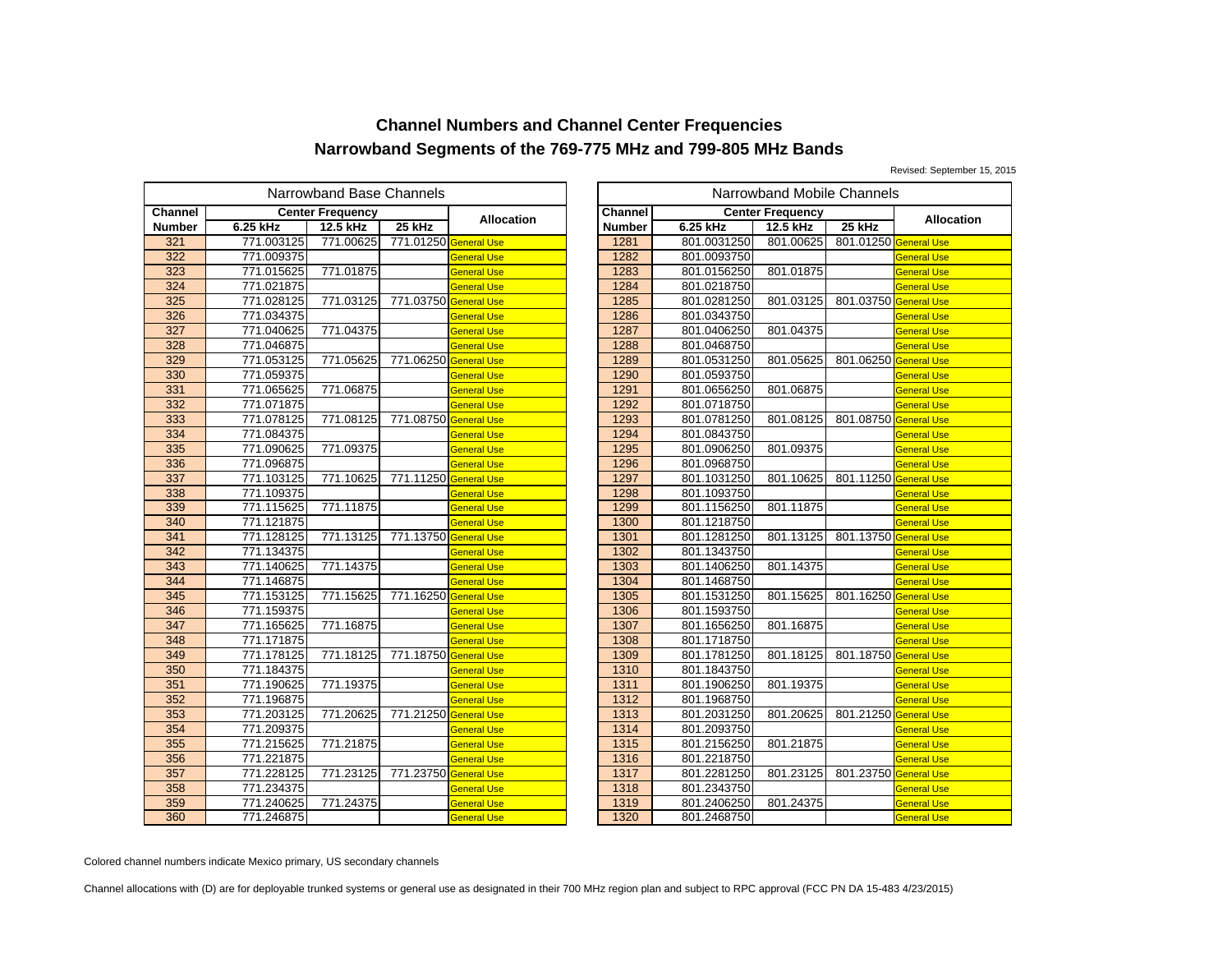# Channel Numbers and Channel Center Frequencies

# Narrowband Segments of the 769-775 MHz and 799-805 MHz Bands

Revised: September 15, 2015

| Narrowband Base Channels | | | | |
|---|---|---|---|---|
| Channel Number | Center Frequency | | | Allocation |
| | 6.25 kHz | 12.5 kHz | 25 kHz | |
| 321 | 771.003125 | 771.00625 | 771.01250 | General Use |
| 322 | 771.009375 | | | General Use |
| 323 | 771.015625 | 771.01875 | | General Use |
| 324 | 771.021875 | | | General Use |
| 325 | 771.028125 | 771.03125 | 771.03750 | General Use |
| 326 | 771.034375 | | | General Use |
| 327 | 771.040625 | 771.04375 | | General Use |
| 328 | 771.046875 | | | General Use |
| 329 | 771.053125 | 771.05625 | 771.06250 | General Use |
| 330 | 771.059375 | | | General Use |
| 331 | 771.065625 | 771.06875 | | General Use |
| 332 | 771.071875 | | | General Use |
| 333 | 771.078125 | 771.08125 | 771.08750 | General Use |
| 334 | 771.084375 | | | General Use |
| 335 | 771.090625 | 771.09375 | | General Use |
| 336 | 771.096875 | | | General Use |
| 337 | 771.103125 | 771.10625 | 771.11250 | General Use |
| 338 | 771.109375 | | | General Use |
| 339 | 771.115625 | 771.11875 | | General Use |
| 340 | 771.121875 | | | General Use |
| 341 | 771.128125 | 771.13125 | 771.13750 | General Use |
| 342 | 771.134375 | | | General Use |
| 343 | 771.140625 | 771.14375 | | General Use |
| 344 | 771.146875 | | | General Use |
| 345 | 771.153125 | 771.15625 | 771.16250 | General Use |
| 346 | 771.159375 | | | General Use |
| 347 | 771.165625 | 771.16875 | | General Use |
| 348 | 771.171875 | | | General Use |
| 349 | 771.178125 | 771.18125 | 771.18750 | General Use |
| 350 | 771.184375 | | | General Use |
| 351 | 771.190625 | 771.19375 | | General Use |
| 352 | 771.196875 | | | General Use |
| 353 | 771.203125 | 771.20625 | 771.21250 | General Use |
| 354 | 771.209375 | | | General Use |
| 355 | 771.215625 | 771.21875 | | General Use |
| 356 | 771.221875 | | | General Use |
| 357 | 771.228125 | 771.23125 | 771.23750 | General Use |
| 358 | 771.234375 | | | General Use |
| 359 | 771.240625 | 771.24375 | | General Use |
| 360 | 771.246875 | | | General Use |

| Narrowband Mobile Channels | | | | |
|---|---|---|---|---|
| Channel Number | Center Frequency | | | Allocation |
| | 6.25 kHz | 12.5 kHz | 25 kHz | |
| 1281 | 801.0031250 | 801.00625 | 801.01250 | General Use |
| 1282 | 801.0093750 | | | General Use |
| 1283 | 801.0156250 | 801.01875 | | General Use |
| 1284 | 801.0218750 | | | General Use |
| 1285 | 801.0281250 | 801.03125 | 801.03750 | General Use |
| 1286 | 801.0343750 | | | General Use |
| 1287 | 801.0406250 | 801.04375 | | General Use |
| 1288 | 801.0468750 | | | General Use |
| 1289 | 801.0531250 | 801.05625 | 801.06250 | General Use |
| 1290 | 801.0593750 | | | General Use |
| 1291 | 801.0656250 | 801.06875 | | General Use |
| 1292 | 801.0718750 | | | General Use |
| 1293 | 801.0781250 | 801.08125 | 801.08750 | General Use |
| 1294 | 801.0843750 | | | General Use |
| 1295 | 801.0906250 | 801.09375 | | General Use |
| 1296 | 801.0968750 | | | General Use |
| 1297 | 801.1031250 | 801.10625 | 801.11250 | General Use |
| 1298 | 801.1093750 | | | General Use |
| 1299 | 801.1156250 | 801.11875 | | General Use |
| 1300 | 801.1218750 | | | General Use |
| 1301 | 801.1281250 | 801.13125 | 801.13750 | General Use |
| 1302 | 801.1343750 | | | General Use |
| 1303 | 801.1406250 | 801.14375 | | General Use |
| 1304 | 801.1468750 | | | General Use |
| 1305 | 801.1531250 | 801.15625 | 801.16250 | General Use |
| 1306 | 801.1593750 | | | General Use |
| 1307 | 801.1656250 | 801.16875 | | General Use |
| 1308 | 801.1718750 | | | General Use |
| 1309 | 801.1781250 | 801.18125 | 801.18750 | General Use |
| 1310 | 801.1843750 | | | General Use |
| 1311 | 801.1906250 | 801.19375 | | General Use |
| 1312 | 801.1968750 | | | General Use |
| 1313 | 801.2031250 | 801.20625 | 801.21250 | General Use |
| 1314 | 801.2093750 | | | General Use |
| 1315 | 801.2156250 | 801.21875 | | General Use |
| 1316 | 801.2218750 | | | General Use |
| 1317 | 801.2281250 | 801.23125 | 801.23750 | General Use |
| 1318 | 801.2343750 | | | General Use |
| 1319 | 801.2406250 | 801.24375 | | General Use |
| 1320 | 801.2468750 | | | General Use |

Colored channel numbers indicate Mexico primary, US secondary channels

Channel allocations with (D) are for deployable trunked systems or general use as designated in their 700 MHz region plan and subject to RPC approval (FCC PN DA 15-483 4/23/2015)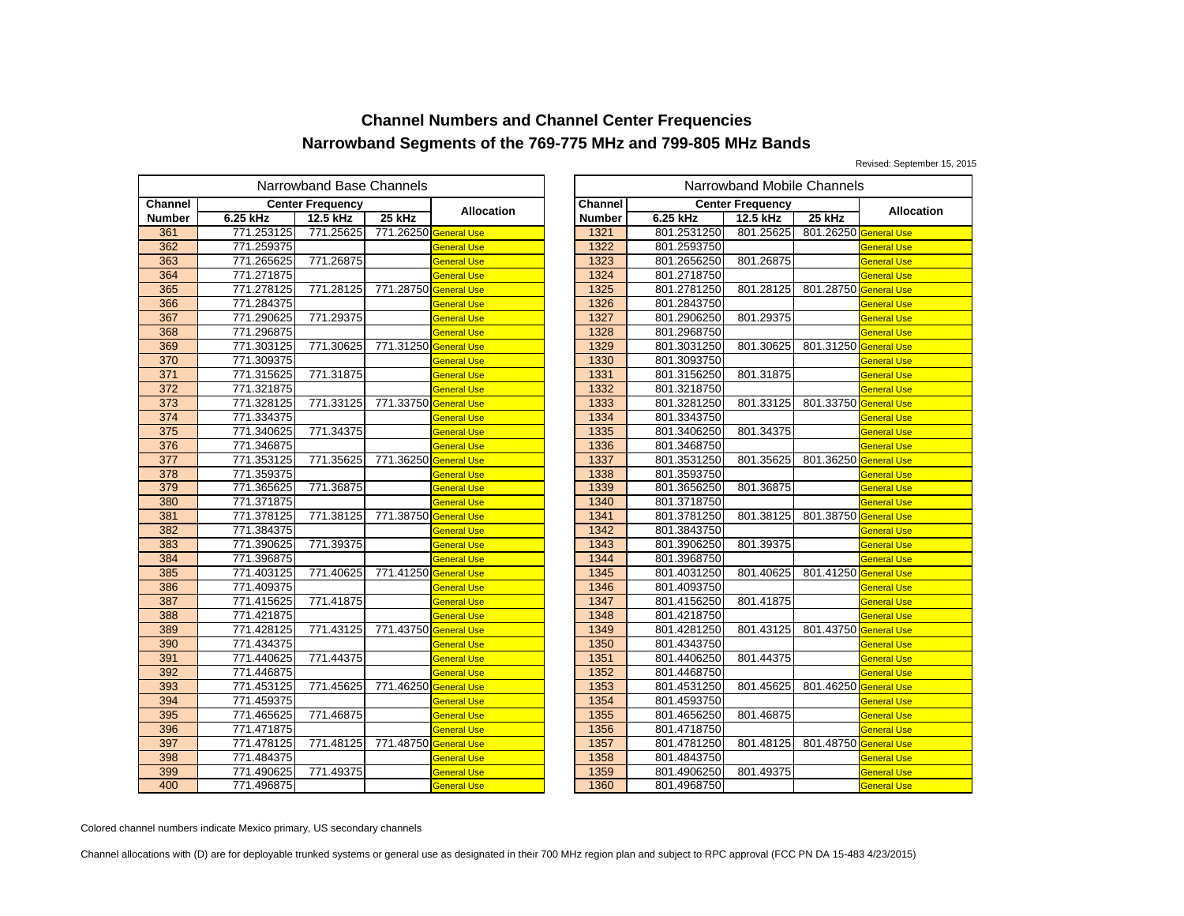# Channel Numbers and Channel Center Frequencies
# Narrowband Segments of the 769-775 MHz and 799-805 MHz Bands

Revised: September 15, 2015

| Narrowband Base Channels | | | | |
|---|---|---|---|---|
| Channel Number | Center Frequency | | | Allocation |
| | 6.25 kHz | 12.5 kHz | 25 kHz | |
| 361 | 771.253125 | 771.25625 | 771.26250 | General Use |
| 362 | 771.259375 | | | General Use |
| 363 | 771.265625 | 771.26875 | | General Use |
| 364 | 771.271875 | | | General Use |
| 365 | 771.278125 | 771.28125 | 771.28750 | General Use |
| 366 | 771.284375 | | | General Use |
| 367 | 771.290625 | 771.29375 | | General Use |
| 368 | 771.296875 | | | General Use |
| 369 | 771.303125 | 771.30625 | 771.31250 | General Use |
| 370 | 771.309375 | | | General Use |
| 371 | 771.315625 | 771.31875 | | General Use |
| 372 | 771.321875 | | | General Use |
| 373 | 771.328125 | 771.33125 | 771.33750 | General Use |
| 374 | 771.334375 | | | General Use |
| 375 | 771.340625 | 771.34375 | | General Use |
| 376 | 771.346875 | | | General Use |
| 377 | 771.353125 | 771.35625 | 771.36250 | General Use |
| 378 | 771.359375 | | | General Use |
| 379 | 771.365625 | 771.36875 | | General Use |
| 380 | 771.371875 | | | General Use |
| 381 | 771.378125 | 771.38125 | 771.38750 | General Use |
| 382 | 771.384375 | | | General Use |
| 383 | 771.390625 | 771.39375 | | General Use |
| 384 | 771.396875 | | | General Use |
| 385 | 771.403125 | 771.40625 | 771.41250 | General Use |
| 386 | 771.409375 | | | General Use |
| 387 | 771.415625 | 771.41875 | | General Use |
| 388 | 771.421875 | | | General Use |
| 389 | 771.428125 | 771.43125 | 771.43750 | General Use |
| 390 | 771.434375 | | | General Use |
| 391 | 771.440625 | 771.44375 | | General Use |
| 392 | 771.446875 | | | General Use |
| 393 | 771.453125 | 771.45625 | 771.46250 | General Use |
| 394 | 771.459375 | | | General Use |
| 395 | 771.465625 | 771.46875 | | General Use |
| 396 | 771.471875 | | | General Use |
| 397 | 771.478125 | 771.48125 | 771.48750 | General Use |
| 398 | 771.484375 | | | General Use |
| 399 | 771.490625 | 771.49375 | | General Use |
| 400 | 771.496875 | | | General Use |

| Narrowband Mobile Channels | | | | |
|---|---|---|---|---|
| Channel Number | Center Frequency | | | Allocation |
| | 6.25 kHz | 12.5 kHz | 25 kHz | |
| 1321 | 801.2531250 | 801.25625 | 801.26250 | General Use |
| 1322 | 801.2593750 | | | General Use |
| 1323 | 801.2656250 | 801.26875 | | General Use |
| 1324 | 801.2718750 | | | General Use |
| 1325 | 801.2781250 | 801.28125 | 801.28750 | General Use |
| 1326 | 801.2843750 | | | General Use |
| 1327 | 801.2906250 | 801.29375 | | General Use |
| 1328 | 801.2968750 | | | General Use |
| 1329 | 801.3031250 | 801.30625 | 801.31250 | General Use |
| 1330 | 801.3093750 | | | General Use |
| 1331 | 801.3156250 | 801.31875 | | General Use |
| 1332 | 801.3218750 | | | General Use |
| 1333 | 801.3281250 | 801.33125 | 801.33750 | General Use |
| 1334 | 801.3343750 | | | General Use |
| 1335 | 801.3406250 | 801.34375 | | General Use |
| 1336 | 801.3468750 | | | General Use |
| 1337 | 801.3531250 | 801.35625 | 801.36250 | General Use |
| 1338 | 801.3593750 | | | General Use |
| 1339 | 801.3656250 | 801.36875 | | General Use |
| 1340 | 801.3718750 | | | General Use |
| 1341 | 801.3781250 | 801.38125 | 801.38750 | General Use |
| 1342 | 801.3843750 | | | General Use |
| 1343 | 801.3906250 | 801.39375 | | General Use |
| 1344 | 801.3968750 | | | General Use |
| 1345 | 801.4031250 | 801.40625 | 801.41250 | General Use |
| 1346 | 801.4093750 | | | General Use |
| 1347 | 801.4156250 | 801.41875 | | General Use |
| 1348 | 801.4218750 | | | General Use |
| 1349 | 801.4281250 | 801.43125 | 801.43750 | General Use |
| 1350 | 801.4343750 | | | General Use |
| 1351 | 801.4406250 | 801.44375 | | General Use |
| 1352 | 801.4468750 | | | General Use |
| 1353 | 801.4531250 | 801.45625 | 801.46250 | General Use |
| 1354 | 801.4593750 | | | General Use |
| 1355 | 801.4656250 | 801.46875 | | General Use |
| 1356 | 801.4718750 | | | General Use |
| 1357 | 801.4781250 | 801.48125 | 801.48750 | General Use |
| 1358 | 801.4843750 | | | General Use |
| 1359 | 801.4906250 | 801.49375 | | General Use |
| 1360 | 801.4968750 | | | General Use |

Colored channel numbers indicate Mexico primary, US secondary channels

Channel allocations with (D) are for deployable trunked systems or general use as designated in their 700 MHz region plan and subject to RPC approval (FCC PN DA 15-483 4/23/2015)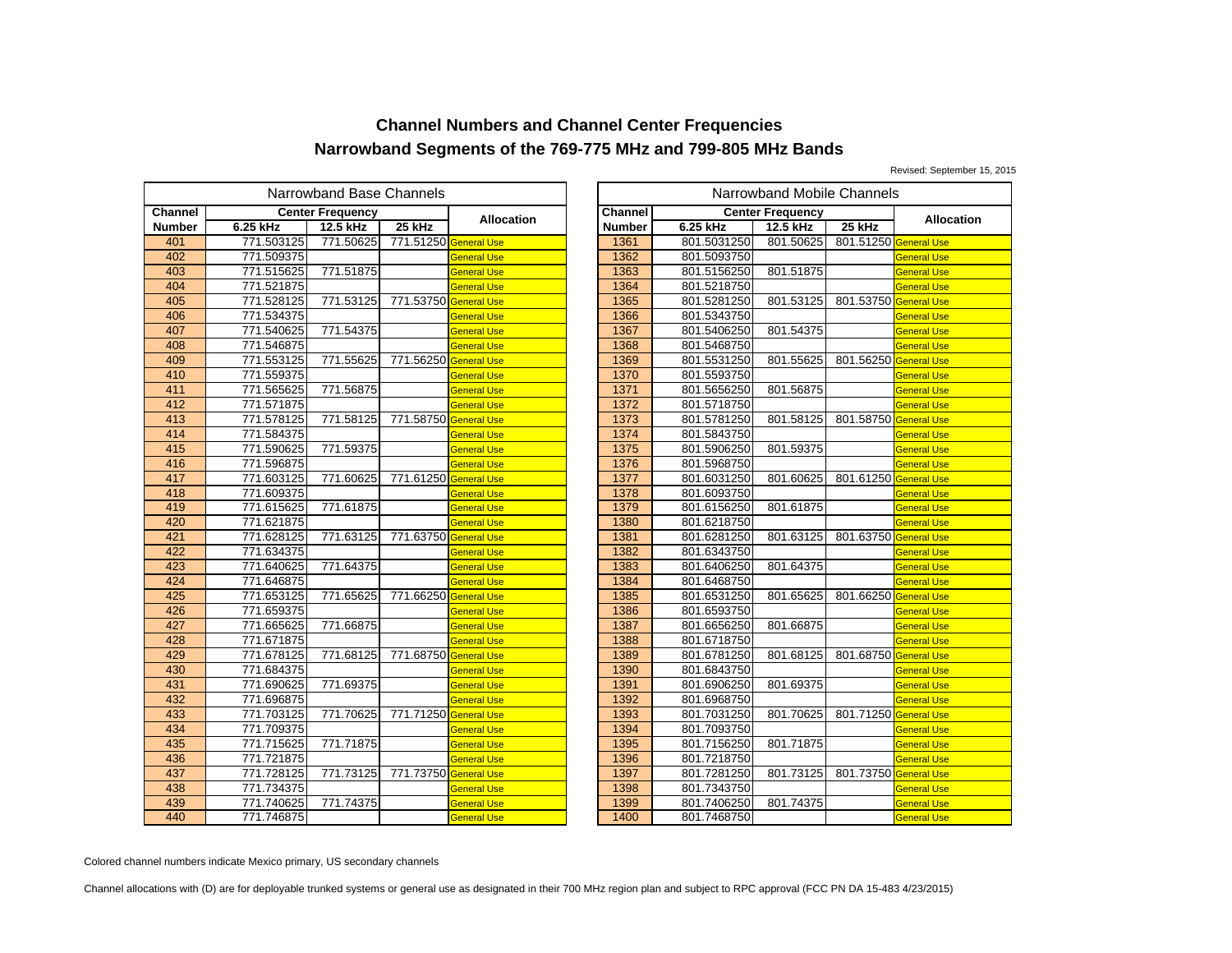# Channel Numbers and Channel Center Frequencies
## Narrowband Segments of the 769-775 MHz and 799-805 MHz Bands

Revised: September 15, 2015

| Narrowband Base Channels | | | | |
|---|---|---|---|---|
| Channel Number | Center Frequency 6.25 kHz | Center Frequency 12.5 kHz | Center Frequency 25 kHz | Allocation |
| 401 | 771.503125 | 771.50625 | 771.51250 | General Use |
| 402 | 771.509375 | | | General Use |
| 403 | 771.515625 | 771.51875 | | General Use |
| 404 | 771.521875 | | | General Use |
| 405 | 771.528125 | 771.53125 | 771.53750 | General Use |
| 406 | 771.534375 | | | General Use |
| 407 | 771.540625 | 771.54375 | | General Use |
| 408 | 771.546875 | | | General Use |
| 409 | 771.553125 | 771.55625 | 771.56250 | General Use |
| 410 | 771.559375 | | | General Use |
| 411 | 771.565625 | 771.56875 | | General Use |
| 412 | 771.571875 | | | General Use |
| 413 | 771.578125 | 771.58125 | 771.58750 | General Use |
| 414 | 771.584375 | | | General Use |
| 415 | 771.590625 | 771.59375 | | General Use |
| 416 | 771.596875 | | | General Use |
| 417 | 771.603125 | 771.60625 | 771.61250 | General Use |
| 418 | 771.609375 | | | General Use |
| 419 | 771.615625 | 771.61875 | | General Use |
| 420 | 771.621875 | | | General Use |
| 421 | 771.628125 | 771.63125 | 771.63750 | General Use |
| 422 | 771.634375 | | | General Use |
| 423 | 771.640625 | 771.64375 | | General Use |
| 424 | 771.646875 | | | General Use |
| 425 | 771.653125 | 771.65625 | 771.66250 | General Use |
| 426 | 771.659375 | | | General Use |
| 427 | 771.665625 | 771.66875 | | General Use |
| 428 | 771.671875 | | | General Use |
| 429 | 771.678125 | 771.68125 | 771.68750 | General Use |
| 430 | 771.684375 | | | General Use |
| 431 | 771.690625 | 771.69375 | | General Use |
| 432 | 771.696875 | | | General Use |
| 433 | 771.703125 | 771.70625 | 771.71250 | General Use |
| 434 | 771.709375 | | | General Use |
| 435 | 771.715625 | 771.71875 | | General Use |
| 436 | 771.721875 | | | General Use |
| 437 | 771.728125 | 771.73125 | 771.73750 | General Use |
| 438 | 771.734375 | | | General Use |
| 439 | 771.740625 | 771.74375 | | General Use |
| 440 | 771.746875 | | | General Use |

| Narrowband Mobile Channels | | | | |
|---|---|---|---|---|
| Channel Number | Center Frequency 6.25 kHz | Center Frequency 12.5 kHz | Center Frequency 25 kHz | Allocation |
| 1361 | 801.5031250 | 801.50625 | 801.51250 | General Use |
| 1362 | 801.5093750 | | | General Use |
| 1363 | 801.5156250 | 801.51875 | | General Use |
| 1364 | 801.5218750 | | | General Use |
| 1365 | 801.5281250 | 801.53125 | 801.53750 | General Use |
| 1366 | 801.5343750 | | | General Use |
| 1367 | 801.5406250 | 801.54375 | | General Use |
| 1368 | 801.5468750 | | | General Use |
| 1369 | 801.5531250 | 801.55625 | 801.56250 | General Use |
| 1370 | 801.5593750 | | | General Use |
| 1371 | 801.5656250 | 801.56875 | | General Use |
| 1372 | 801.5718750 | | | General Use |
| 1373 | 801.5781250 | 801.58125 | 801.58750 | General Use |
| 1374 | 801.5843750 | | | General Use |
| 1375 | 801.5906250 | 801.59375 | | General Use |
| 1376 | 801.5968750 | | | General Use |
| 1377 | 801.6031250 | 801.60625 | 801.61250 | General Use |
| 1378 | 801.6093750 | | | General Use |
| 1379 | 801.6156250 | 801.61875 | | General Use |
| 1380 | 801.6218750 | | | General Use |
| 1381 | 801.6281250 | 801.63125 | 801.63750 | General Use |
| 1382 | 801.6343750 | | | General Use |
| 1383 | 801.6406250 | 801.64375 | | General Use |
| 1384 | 801.6468750 | | | General Use |
| 1385 | 801.6531250 | 801.65625 | 801.66250 | General Use |
| 1386 | 801.6593750 | | | General Use |
| 1387 | 801.6656250 | 801.66875 | | General Use |
| 1388 | 801.6718750 | | | General Use |
| 1389 | 801.6781250 | 801.68125 | 801.68750 | General Use |
| 1390 | 801.6843750 | | | General Use |
| 1391 | 801.6906250 | 801.69375 | | General Use |
| 1392 | 801.6968750 | | | General Use |
| 1393 | 801.7031250 | 801.70625 | 801.71250 | General Use |
| 1394 | 801.7093750 | | | General Use |
| 1395 | 801.7156250 | 801.71875 | | General Use |
| 1396 | 801.7218750 | | | General Use |
| 1397 | 801.7281250 | 801.73125 | 801.73750 | General Use |
| 1398 | 801.7343750 | | | General Use |
| 1399 | 801.7406250 | 801.74375 | | General Use |
| 1400 | 801.7468750 | | | General Use |

Colored channel numbers indicate Mexico primary, US secondary channels

Channel allocations with (D) are for deployable trunked systems or general use as designated in their 700 MHz region plan and subject to RPC approval (FCC PN DA 15-483 4/23/2015)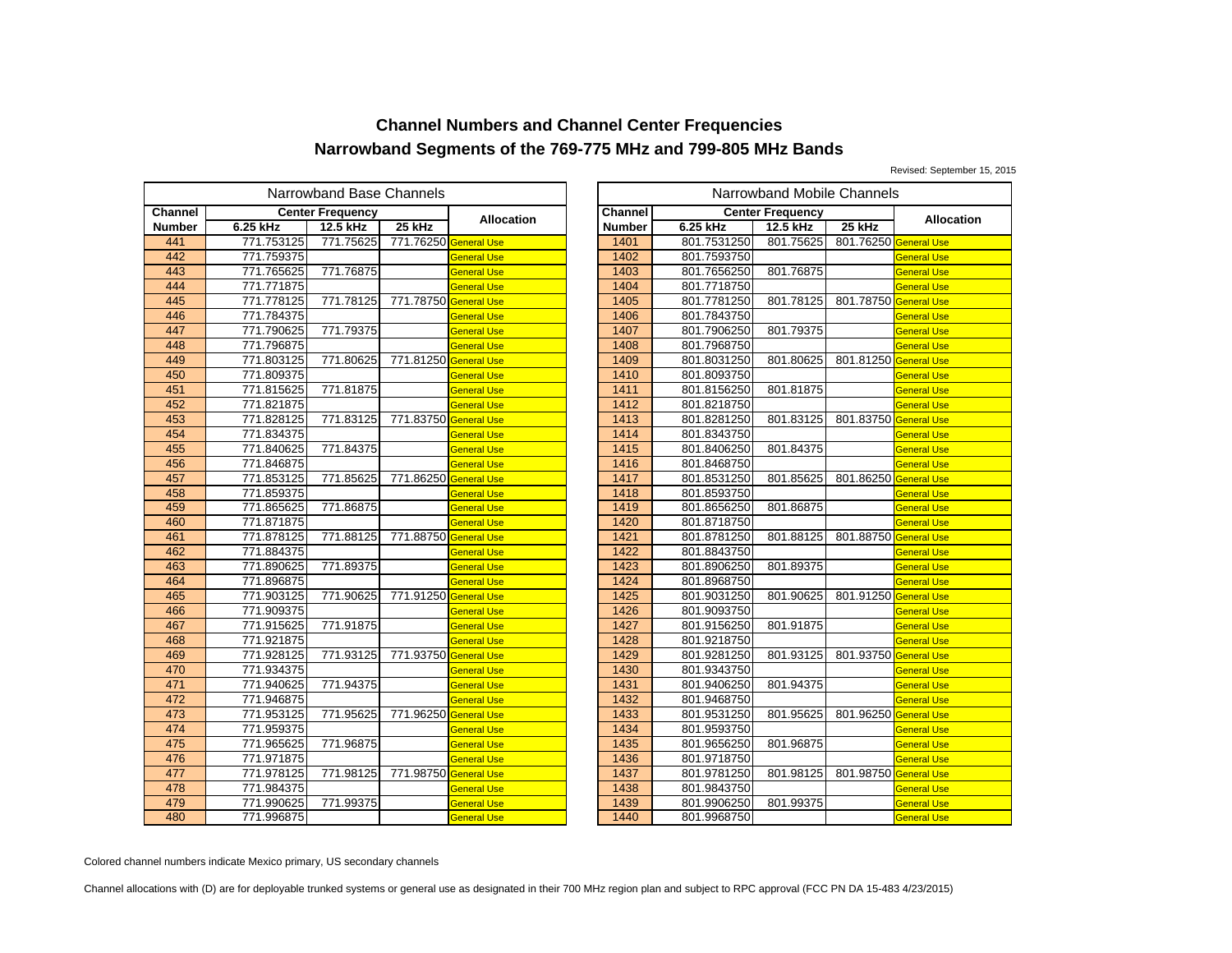# Channel Numbers and Channel Center Frequencies

## Narrowband Segments of the 769-775 MHz and 799-805 MHz Bands

Revised: September 15, 2015

| Narrowband Base Channels | | | | |
|---|---|---|---|---|
| Channel Number | Center Frequency | | | Allocation |
| | 6.25 kHz | 12.5 kHz | 25 kHz | |
| 441 | 771.753125 | 771.75625 | 771.76250 | General Use |
| 442 | 771.759375 | | | General Use |
| 443 | 771.765625 | 771.76875 | | General Use |
| 444 | 771.771875 | | | General Use |
| 445 | 771.778125 | 771.78125 | 771.78750 | General Use |
| 446 | 771.784375 | | | General Use |
| 447 | 771.790625 | 771.79375 | | General Use |
| 448 | 771.796875 | | | General Use |
| 449 | 771.803125 | 771.80625 | 771.81250 | General Use |
| 450 | 771.809375 | | | General Use |
| 451 | 771.815625 | 771.81875 | | General Use |
| 452 | 771.821875 | | | General Use |
| 453 | 771.828125 | 771.83125 | 771.83750 | General Use |
| 454 | 771.834375 | | | General Use |
| 455 | 771.840625 | 771.84375 | | General Use |
| 456 | 771.846875 | | | General Use |
| 457 | 771.853125 | 771.85625 | 771.86250 | General Use |
| 458 | 771.859375 | | | General Use |
| 459 | 771.865625 | 771.86875 | | General Use |
| 460 | 771.871875 | | | General Use |
| 461 | 771.878125 | 771.88125 | 771.88750 | General Use |
| 462 | 771.884375 | | | General Use |
| 463 | 771.890625 | 771.89375 | | General Use |
| 464 | 771.896875 | | | General Use |
| 465 | 771.903125 | 771.90625 | 771.91250 | General Use |
| 466 | 771.909375 | | | General Use |
| 467 | 771.915625 | 771.91875 | | General Use |
| 468 | 771.921875 | | | General Use |
| 469 | 771.928125 | 771.93125 | 771.93750 | General Use |
| 470 | 771.934375 | | | General Use |
| 471 | 771.940625 | 771.94375 | | General Use |
| 472 | 771.946875 | | | General Use |
| 473 | 771.953125 | 771.95625 | 771.96250 | General Use |
| 474 | 771.959375 | | | General Use |
| 475 | 771.965625 | 771.96875 | | General Use |
| 476 | 771.971875 | | | General Use |
| 477 | 771.978125 | 771.98125 | 771.98750 | General Use |
| 478 | 771.984375 | | | General Use |
| 479 | 771.990625 | 771.99375 | | General Use |
| 480 | 771.996875 | | | General Use |

| Narrowband Mobile Channels | | | | |
|---|---|---|---|---|
| Channel Number | Center Frequency | | | Allocation |
| | 6.25 kHz | 12.5 kHz | 25 kHz | |
| 1401 | 801.7531250 | 801.75625 | 801.76250 | General Use |
| 1402 | 801.7593750 | | | General Use |
| 1403 | 801.7656250 | 801.76875 | | General Use |
| 1404 | 801.7718750 | | | General Use |
| 1405 | 801.7781250 | 801.78125 | 801.78750 | General Use |
| 1406 | 801.7843750 | | | General Use |
| 1407 | 801.7906250 | 801.79375 | | General Use |
| 1408 | 801.7968750 | | | General Use |
| 1409 | 801.8031250 | 801.80625 | 801.81250 | General Use |
| 1410 | 801.8093750 | | | General Use |
| 1411 | 801.8156250 | 801.81875 | | General Use |
| 1412 | 801.8218750 | | | General Use |
| 1413 | 801.8281250 | 801.83125 | 801.83750 | General Use |
| 1414 | 801.8343750 | | | General Use |
| 1415 | 801.8406250 | 801.84375 | | General Use |
| 1416 | 801.8468750 | | | General Use |
| 1417 | 801.8531250 | 801.85625 | 801.86250 | General Use |
| 1418 | 801.8593750 | | | General Use |
| 1419 | 801.8656250 | 801.86875 | | General Use |
| 1420 | 801.8718750 | | | General Use |
| 1421 | 801.8781250 | 801.88125 | 801.88750 | General Use |
| 1422 | 801.8843750 | | | General Use |
| 1423 | 801.8906250 | 801.89375 | | General Use |
| 1424 | 801.8968750 | | | General Use |
| 1425 | 801.9031250 | 801.90625 | 801.91250 | General Use |
| 1426 | 801.9093750 | | | General Use |
| 1427 | 801.9156250 | 801.91875 | | General Use |
| 1428 | 801.9218750 | | | General Use |
| 1429 | 801.9281250 | 801.93125 | 801.93750 | General Use |
| 1430 | 801.9343750 | | | General Use |
| 1431 | 801.9406250 | 801.94375 | | General Use |
| 1432 | 801.9468750 | | | General Use |
| 1433 | 801.9531250 | 801.95625 | 801.96250 | General Use |
| 1434 | 801.9593750 | | | General Use |
| 1435 | 801.9656250 | 801.96875 | | General Use |
| 1436 | 801.9718750 | | | General Use |
| 1437 | 801.9781250 | 801.98125 | 801.98750 | General Use |
| 1438 | 801.9843750 | | | General Use |
| 1439 | 801.9906250 | 801.99375 | | General Use |
| 1440 | 801.9968750 | | | General Use |

Colored channel numbers indicate Mexico primary, US secondary channels

Channel allocations with (D) are for deployable trunked systems or general use as designated in their 700 MHz region plan and subject to RPC approval (FCC PN DA 15-483 4/23/2015)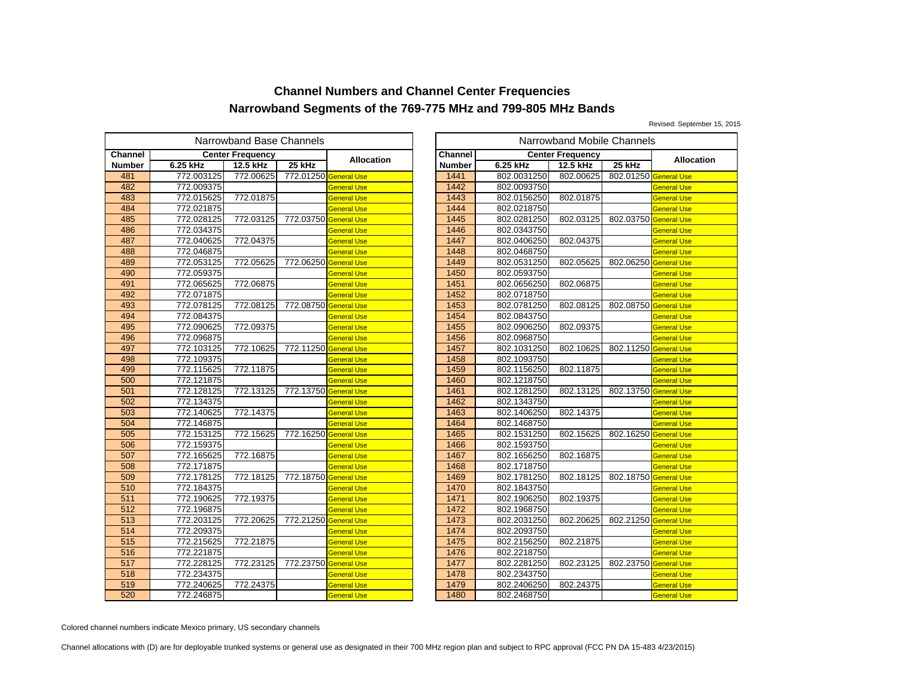# Channel Numbers and Channel Center Frequencies
## Narrowband Segments of the 769-775 MHz and 799-805 MHz Bands

Revised: September 15, 2015

| Narrowband Base Channels | | | | | Narrowband Mobile Channels | | | | |
|---|---|---|---|---|---|---|---|---|---|
| Channel Number | Center Frequency | | | Allocation | Channel Number | Center Frequency | | | Allocation |
| | 6.25 kHz | 12.5 kHz | 25 kHz | | | 6.25 kHz | 12.5 kHz | 25 kHz | |
| 481 | 772.003125 | 772.00625 | 772.01250 | General Use | 1441 | 802.0031250 | 802.00625 | 802.01250 | General Use |
| 482 | 772.009375 | | | General Use | 1442 | 802.0093750 | | | General Use |
| 483 | 772.015625 | 772.01875 | | General Use | 1443 | 802.0156250 | 802.01875 | | General Use |
| 484 | 772.021875 | | | General Use | 1444 | 802.0218750 | | | General Use |
| 485 | 772.028125 | 772.03125 | 772.03750 | General Use | 1445 | 802.0281250 | 802.03125 | 802.03750 | General Use |
| 486 | 772.034375 | | | General Use | 1446 | 802.0343750 | | | General Use |
| 487 | 772.040625 | 772.04375 | | General Use | 1447 | 802.0406250 | 802.04375 | | General Use |
| 488 | 772.046875 | | | General Use | 1448 | 802.0468750 | | | General Use |
| 489 | 772.053125 | 772.05625 | 772.06250 | General Use | 1449 | 802.0531250 | 802.05625 | 802.06250 | General Use |
| 490 | 772.059375 | | | General Use | 1450 | 802.0593750 | | | General Use |
| 491 | 772.065625 | 772.06875 | | General Use | 1451 | 802.0656250 | 802.06875 | | General Use |
| 492 | 772.071875 | | | General Use | 1452 | 802.0718750 | | | General Use |
| 493 | 772.078125 | 772.08125 | 772.08750 | General Use | 1453 | 802.0781250 | 802.08125 | 802.08750 | General Use |
| 494 | 772.084375 | | | General Use | 1454 | 802.0843750 | | | General Use |
| 495 | 772.090625 | 772.09375 | | General Use | 1455 | 802.0906250 | 802.09375 | | General Use |
| 496 | 772.096875 | | | General Use | 1456 | 802.0968750 | | | General Use |
| 497 | 772.103125 | 772.10625 | 772.11250 | General Use | 1457 | 802.1031250 | 802.10625 | 802.11250 | General Use |
| 498 | 772.109375 | | | General Use | 1458 | 802.1093750 | | | General Use |
| 499 | 772.115625 | 772.11875 | | General Use | 1459 | 802.1156250 | 802.11875 | | General Use |
| 500 | 772.121875 | | | General Use | 1460 | 802.1218750 | | | General Use |
| 501 | 772.128125 | 772.13125 | 772.13750 | General Use | 1461 | 802.1281250 | 802.13125 | 802.13750 | General Use |
| 502 | 772.134375 | | | General Use | 1462 | 802.1343750 | | | General Use |
| 503 | 772.140625 | 772.14375 | | General Use | 1463 | 802.1406250 | 802.14375 | | General Use |
| 504 | 772.146875 | | | General Use | 1464 | 802.1468750 | | | General Use |
| 505 | 772.153125 | 772.15625 | 772.16250 | General Use | 1465 | 802.1531250 | 802.15625 | 802.16250 | General Use |
| 506 | 772.159375 | | | General Use | 1466 | 802.1593750 | | | General Use |
| 507 | 772.165625 | 772.16875 | | General Use | 1467 | 802.1656250 | 802.16875 | | General Use |
| 508 | 772.171875 | | | General Use | 1468 | 802.1718750 | | | General Use |
| 509 | 772.178125 | 772.18125 | 772.18750 | General Use | 1469 | 802.1781250 | 802.18125 | 802.18750 | General Use |
| 510 | 772.184375 | | | General Use | 1470 | 802.1843750 | | | General Use |
| 511 | 772.190625 | 772.19375 | | General Use | 1471 | 802.1906250 | 802.19375 | | General Use |
| 512 | 772.196875 | | | General Use | 1472 | 802.1968750 | | | General Use |
| 513 | 772.203125 | 772.20625 | 772.21250 | General Use | 1473 | 802.2031250 | 802.20625 | 802.21250 | General Use |
| 514 | 772.209375 | | | General Use | 1474 | 802.2093750 | | | General Use |
| 515 | 772.215625 | 772.21875 | | General Use | 1475 | 802.2156250 | 802.21875 | | General Use |
| 516 | 772.221875 | | | General Use | 1476 | 802.2218750 | | | General Use |
| 517 | 772.228125 | 772.23125 | 772.23750 | General Use | 1477 | 802.2281250 | 802.23125 | 802.23750 | General Use |
| 518 | 772.234375 | | | General Use | 1478 | 802.2343750 | | | General Use |
| 519 | 772.240625 | 772.24375 | | General Use | 1479 | 802.2406250 | 802.24375 | | General Use |
| 520 | 772.246875 | | | General Use | 1480 | 802.2468750 | | | General Use |

Colored channel numbers indicate Mexico primary, US secondary channels

Channel allocations with (D) are for deployable trunked systems or general use as designated in their 700 MHz region plan and subject to RPC approval (FCC PN DA 15-483 4/23/2015)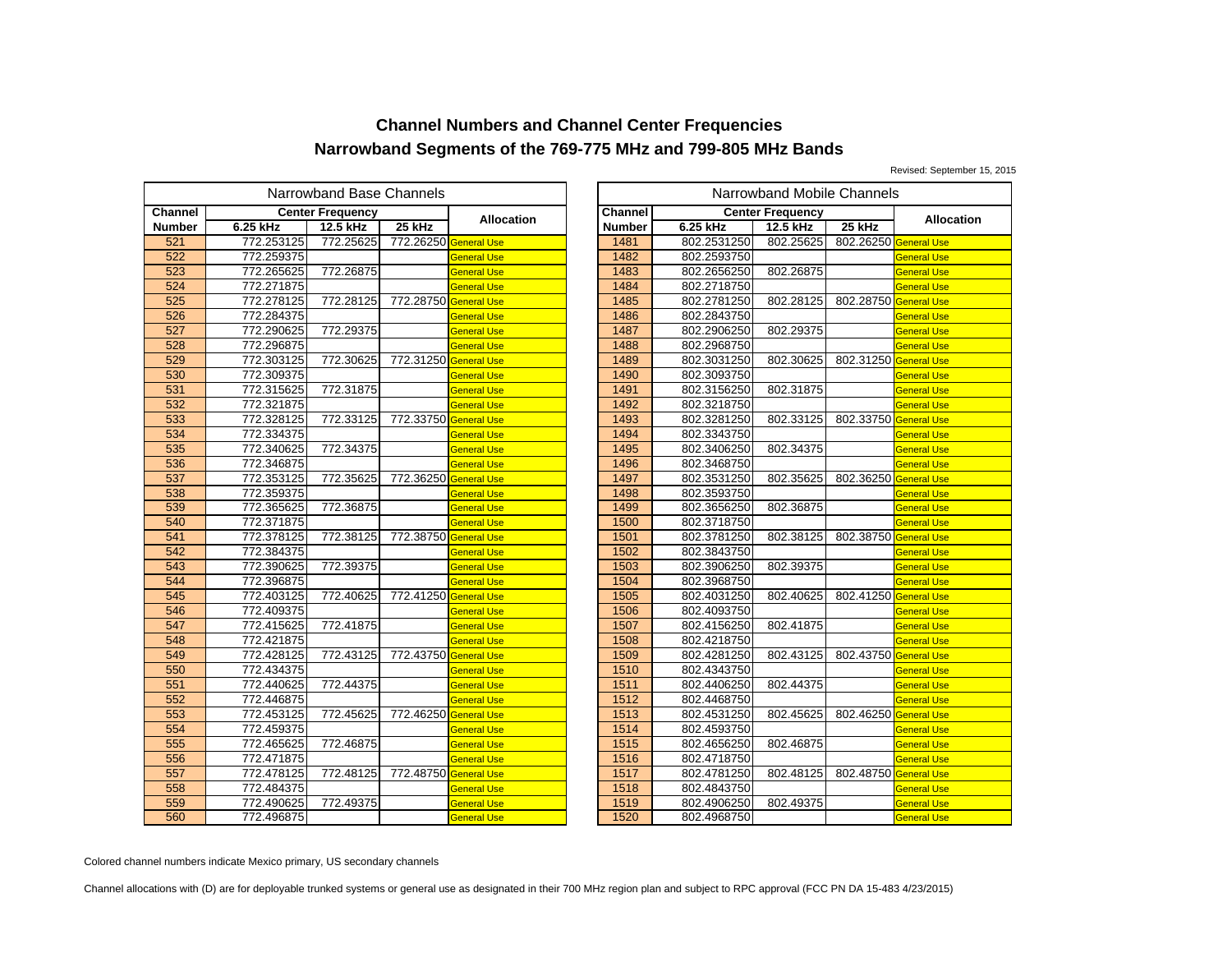# Channel Numbers and Channel Center Frequencies

## Narrowband Segments of the 769-775 MHz and 799-805 MHz Bands

Revised: September 15, 2015

| Narrowband Base Channels | | | | | Narrowband Mobile Channels | | | | |
|---|---|---|---|---|---|---|---|---|---|
| Channel Number | Center Frequency | | | Allocation | Channel Number | Center Frequency | | | Allocation |
| | 6.25 kHz | 12.5 kHz | 25 kHz | | | 6.25 kHz | 12.5 kHz | 25 kHz | |
| 521 | 772.253125 | 772.25625 | 772.26250 | General Use | 1481 | 802.2531250 | 802.25625 | 802.26250 | General Use |
| 522 | 772.259375 | | | General Use | 1482 | 802.2593750 | | | General Use |
| 523 | 772.265625 | 772.26875 | | General Use | 1483 | 802.2656250 | 802.26875 | | General Use |
| 524 | 772.271875 | | | General Use | 1484 | 802.2718750 | | | General Use |
| 525 | 772.278125 | 772.28125 | 772.28750 | General Use | 1485 | 802.2781250 | 802.28125 | 802.28750 | General Use |
| 526 | 772.284375 | | | General Use | 1486 | 802.2843750 | | | General Use |
| 527 | 772.290625 | 772.29375 | | General Use | 1487 | 802.2906250 | 802.29375 | | General Use |
| 528 | 772.296875 | | | General Use | 1488 | 802.2968750 | | | General Use |
| 529 | 772.303125 | 772.30625 | 772.31250 | General Use | 1489 | 802.3031250 | 802.30625 | 802.31250 | General Use |
| 530 | 772.309375 | | | General Use | 1490 | 802.3093750 | | | General Use |
| 531 | 772.315625 | 772.31875 | | General Use | 1491 | 802.3156250 | 802.31875 | | General Use |
| 532 | 772.321875 | | | General Use | 1492 | 802.3218750 | | | General Use |
| 533 | 772.328125 | 772.33125 | 772.33750 | General Use | 1493 | 802.3281250 | 802.33125 | 802.33750 | General Use |
| 534 | 772.334375 | | | General Use | 1494 | 802.3343750 | | | General Use |
| 535 | 772.340625 | 772.34375 | | General Use | 1495 | 802.3406250 | 802.34375 | | General Use |
| 536 | 772.346875 | | | General Use | 1496 | 802.3468750 | | | General Use |
| 537 | 772.353125 | 772.35625 | 772.36250 | General Use | 1497 | 802.3531250 | 802.35625 | 802.36250 | General Use |
| 538 | 772.359375 | | | General Use | 1498 | 802.3593750 | | | General Use |
| 539 | 772.365625 | 772.36875 | | General Use | 1499 | 802.3656250 | 802.36875 | | General Use |
| 540 | 772.371875 | | | General Use | 1500 | 802.3718750 | | | General Use |
| 541 | 772.378125 | 772.38125 | 772.38750 | General Use | 1501 | 802.3781250 | 802.38125 | 802.38750 | General Use |
| 542 | 772.384375 | | | General Use | 1502 | 802.3843750 | | | General Use |
| 543 | 772.390625 | 772.39375 | | General Use | 1503 | 802.3906250 | 802.39375 | | General Use |
| 544 | 772.396875 | | | General Use | 1504 | 802.3968750 | | | General Use |
| 545 | 772.403125 | 772.40625 | 772.41250 | General Use | 1505 | 802.4031250 | 802.40625 | 802.41250 | General Use |
| 546 | 772.409375 | | | General Use | 1506 | 802.4093750 | | | General Use |
| 547 | 772.415625 | 772.41875 | | General Use | 1507 | 802.4156250 | 802.41875 | | General Use |
| 548 | 772.421875 | | | General Use | 1508 | 802.4218750 | | | General Use |
| 549 | 772.428125 | 772.43125 | 772.43750 | General Use | 1509 | 802.4281250 | 802.43125 | 802.43750 | General Use |
| 550 | 772.434375 | | | General Use | 1510 | 802.4343750 | | | General Use |
| 551 | 772.440625 | 772.44375 | | General Use | 1511 | 802.4406250 | 802.44375 | | General Use |
| 552 | 772.446875 | | | General Use | 1512 | 802.4468750 | | | General Use |
| 553 | 772.453125 | 772.45625 | 772.46250 | General Use | 1513 | 802.4531250 | 802.45625 | 802.46250 | General Use |
| 554 | 772.459375 | | | General Use | 1514 | 802.4593750 | | | General Use |
| 555 | 772.465625 | 772.46875 | | General Use | 1515 | 802.4656250 | 802.46875 | | General Use |
| 556 | 772.471875 | | | General Use | 1516 | 802.4718750 | | | General Use |
| 557 | 772.478125 | 772.48125 | 772.48750 | General Use | 1517 | 802.4781250 | 802.48125 | 802.48750 | General Use |
| 558 | 772.484375 | | | General Use | 1518 | 802.4843750 | | | General Use |
| 559 | 772.490625 | 772.49375 | | General Use | 1519 | 802.4906250 | 802.49375 | | General Use |
| 560 | 772.496875 | | | General Use | 1520 | 802.4968750 | | | General Use |

Colored channel numbers indicate Mexico primary, US secondary channels

Channel allocations with (D) are for deployable trunked systems or general use as designated in their 700 MHz region plan and subject to RPC approval (FCC PN DA 15-483 4/23/2015)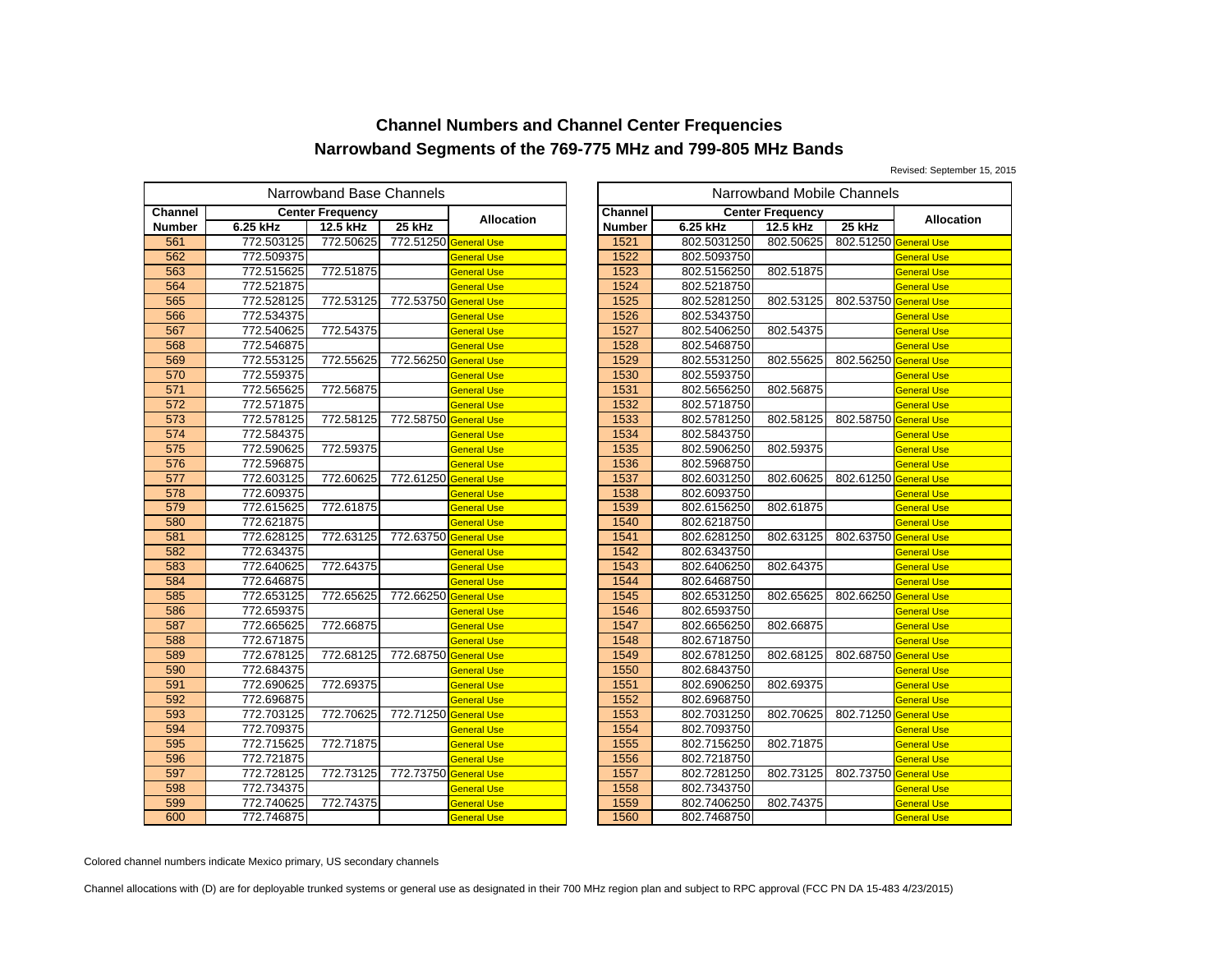# Channel Numbers and Channel Center Frequencies

# Narrowband Segments of the 769-775 MHz and 799-805 MHz Bands

Revised: September 15, 2015

| Narrowband Base Channels | | | | | Narrowband Mobile Channels | | | | |
|---|---|---|---|---|---|---|---|---|---|
| Channel | Center Frequency | | | Allocation | Channel | Center Frequency | | | Allocation |
| Number | 6.25 kHz | 12.5 kHz | 25 kHz | | Number | 6.25 kHz | 12.5 kHz | 25 kHz | |
| 561 | 772.503125 | 772.50625 | 772.51250 | General Use | 1521 | 802.5031250 | 802.50625 | 802.51250 | General Use |
| 562 | 772.509375 | | | General Use | 1522 | 802.5093750 | | | General Use |
| 563 | 772.515625 | 772.51875 | | General Use | 1523 | 802.5156250 | 802.51875 | | General Use |
| 564 | 772.521875 | | | General Use | 1524 | 802.5218750 | | | General Use |
| 565 | 772.528125 | 772.53125 | 772.53750 | General Use | 1525 | 802.5281250 | 802.53125 | 802.53750 | General Use |
| 566 | 772.534375 | | | General Use | 1526 | 802.5343750 | | | General Use |
| 567 | 772.540625 | 772.54375 | | General Use | 1527 | 802.5406250 | 802.54375 | | General Use |
| 568 | 772.546875 | | | General Use | 1528 | 802.5468750 | | | General Use |
| 569 | 772.553125 | 772.55625 | 772.56250 | General Use | 1529 | 802.5531250 | 802.55625 | 802.56250 | General Use |
| 570 | 772.559375 | | | General Use | 1530 | 802.5593750 | | | General Use |
| 571 | 772.565625 | 772.56875 | | General Use | 1531 | 802.5656250 | 802.56875 | | General Use |
| 572 | 772.571875 | | | General Use | 1532 | 802.5718750 | | | General Use |
| 573 | 772.578125 | 772.58125 | 772.58750 | General Use | 1533 | 802.5781250 | 802.58125 | 802.58750 | General Use |
| 574 | 772.584375 | | | General Use | 1534 | 802.5843750 | | | General Use |
| 575 | 772.590625 | 772.59375 | | General Use | 1535 | 802.5906250 | 802.59375 | | General Use |
| 576 | 772.596875 | | | General Use | 1536 | 802.5968750 | | | General Use |
| 577 | 772.603125 | 772.60625 | 772.61250 | General Use | 1537 | 802.6031250 | 802.60625 | 802.61250 | General Use |
| 578 | 772.609375 | | | General Use | 1538 | 802.6093750 | | | General Use |
| 579 | 772.615625 | 772.61875 | | General Use | 1539 | 802.6156250 | 802.61875 | | General Use |
| 580 | 772.621875 | | | General Use | 1540 | 802.6218750 | | | General Use |
| 581 | 772.628125 | 772.63125 | 772.63750 | General Use | 1541 | 802.6281250 | 802.63125 | 802.63750 | General Use |
| 582 | 772.634375 | | | General Use | 1542 | 802.6343750 | | | General Use |
| 583 | 772.640625 | 772.64375 | | General Use | 1543 | 802.6406250 | 802.64375 | | General Use |
| 584 | 772.646875 | | | General Use | 1544 | 802.6468750 | | | General Use |
| 585 | 772.653125 | 772.65625 | 772.66250 | General Use | 1545 | 802.6531250 | 802.65625 | 802.66250 | General Use |
| 586 | 772.659375 | | | General Use | 1546 | 802.6593750 | | | General Use |
| 587 | 772.665625 | 772.66875 | | General Use | 1547 | 802.6656250 | 802.66875 | | General Use |
| 588 | 772.671875 | | | General Use | 1548 | 802.6718750 | | | General Use |
| 589 | 772.678125 | 772.68125 | 772.68750 | General Use | 1549 | 802.6781250 | 802.68125 | 802.68750 | General Use |
| 590 | 772.684375 | | | General Use | 1550 | 802.6843750 | | | General Use |
| 591 | 772.690625 | 772.69375 | | General Use | 1551 | 802.6906250 | 802.69375 | | General Use |
| 592 | 772.696875 | | | General Use | 1552 | 802.6968750 | | | General Use |
| 593 | 772.703125 | 772.70625 | 772.71250 | General Use | 1553 | 802.7031250 | 802.70625 | 802.71250 | General Use |
| 594 | 772.709375 | | | General Use | 1554 | 802.7093750 | | | General Use |
| 595 | 772.715625 | 772.71875 | | General Use | 1555 | 802.7156250 | 802.71875 | | General Use |
| 596 | 772.721875 | | | General Use | 1556 | 802.7218750 | | | General Use |
| 597 | 772.728125 | 772.73125 | 772.73750 | General Use | 1557 | 802.7281250 | 802.73125 | 802.73750 | General Use |
| 598 | 772.734375 | | | General Use | 1558 | 802.7343750 | | | General Use |
| 599 | 772.740625 | 772.74375 | | General Use | 1559 | 802.7406250 | 802.74375 | | General Use |
| 600 | 772.746875 | | | General Use | 1560 | 802.7468750 | | | General Use |

Colored channel numbers indicate Mexico primary, US secondary channels

Channel allocations with (D) are for deployable trunked systems or general use as designated in their 700 MHz region plan and subject to RPC approval (FCC PN DA 15-483 4/23/2015)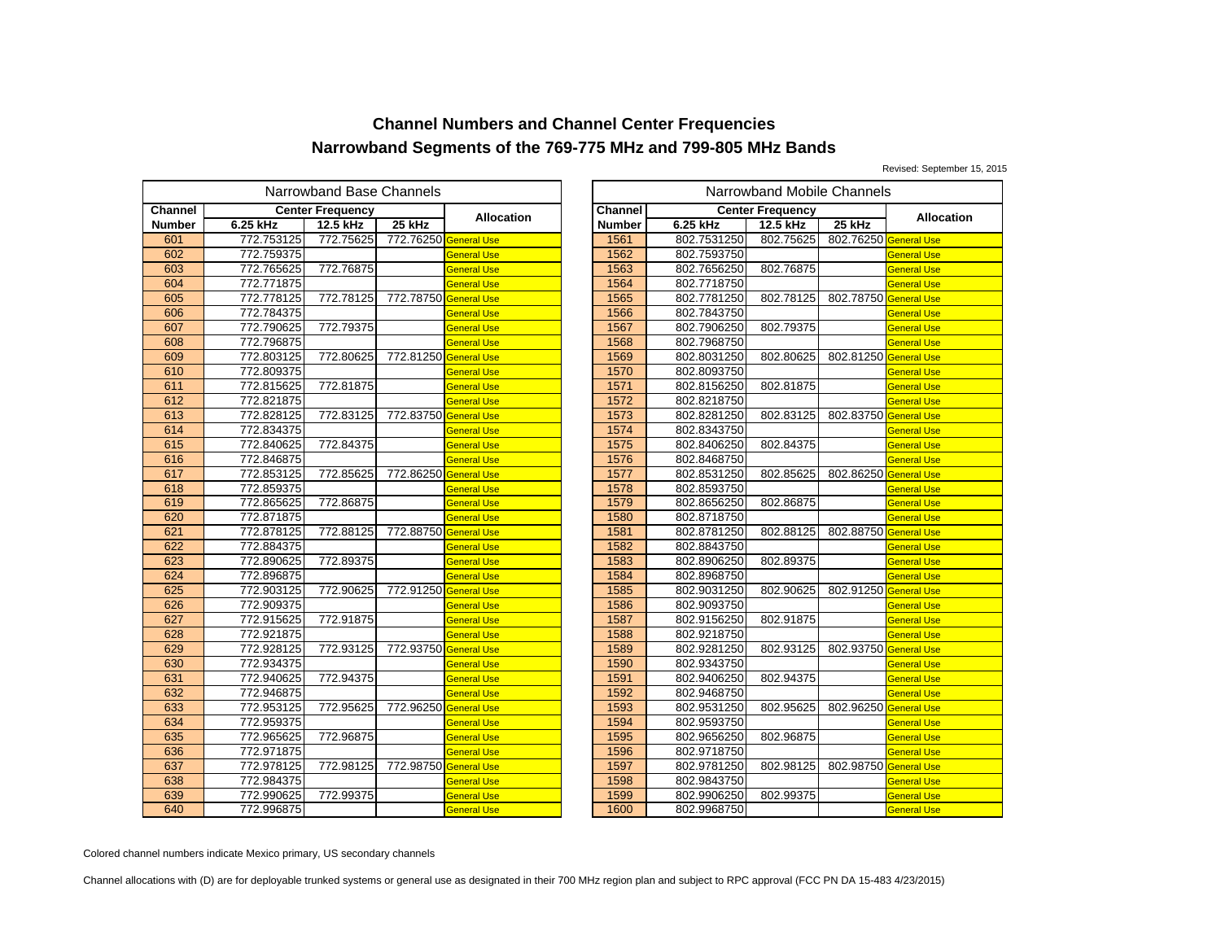# Channel Numbers and Channel Center Frequencies

## Narrowband Segments of the 769-775 MHz and 799-805 MHz Bands

Revised: September 15, 2015

| Narrowband Base Channels | | | | | Narrowband Mobile Channels | | | | |
|---|---|---|---|---|---|---|---|---|---|
| Channel | Center Frequency | | | Allocation | Channel | Center Frequency | | | Allocation |
| Number | 6.25 kHz | 12.5 kHz | 25 kHz | | Number | 6.25 kHz | 12.5 kHz | 25 kHz | |
| 601 | 772.753125 | 772.75625 | 772.76250 | General Use | 1561 | 802.7531250 | 802.75625 | 802.76250 | General Use |
| 602 | 772.759375 | | | General Use | 1562 | 802.7593750 | | | General Use |
| 603 | 772.765625 | 772.76875 | | General Use | 1563 | 802.7656250 | 802.76875 | | General Use |
| 604 | 772.771875 | | | General Use | 1564 | 802.7718750 | | | General Use |
| 605 | 772.778125 | 772.78125 | 772.78750 | General Use | 1565 | 802.7781250 | 802.78125 | 802.78750 | General Use |
| 606 | 772.784375 | | | General Use | 1566 | 802.7843750 | | | General Use |
| 607 | 772.790625 | 772.79375 | | General Use | 1567 | 802.7906250 | 802.79375 | | General Use |
| 608 | 772.796875 | | | General Use | 1568 | 802.7968750 | | | General Use |
| 609 | 772.803125 | 772.80625 | 772.81250 | General Use | 1569 | 802.8031250 | 802.80625 | 802.81250 | General Use |
| 610 | 772.809375 | | | General Use | 1570 | 802.8093750 | | | General Use |
| 611 | 772.815625 | 772.81875 | | General Use | 1571 | 802.8156250 | 802.81875 | | General Use |
| 612 | 772.821875 | | | General Use | 1572 | 802.8218750 | | | General Use |
| 613 | 772.828125 | 772.83125 | 772.83750 | General Use | 1573 | 802.8281250 | 802.83125 | 802.83750 | General Use |
| 614 | 772.834375 | | | General Use | 1574 | 802.8343750 | | | General Use |
| 615 | 772.840625 | 772.84375 | | General Use | 1575 | 802.8406250 | 802.84375 | | General Use |
| 616 | 772.846875 | | | General Use | 1576 | 802.8468750 | | | General Use |
| 617 | 772.853125 | 772.85625 | 772.86250 | General Use | 1577 | 802.8531250 | 802.85625 | 802.86250 | General Use |
| 618 | 772.859375 | | | General Use | 1578 | 802.8593750 | | | General Use |
| 619 | 772.865625 | 772.86875 | | General Use | 1579 | 802.8656250 | 802.86875 | | General Use |
| 620 | 772.871875 | | | General Use | 1580 | 802.8718750 | | | General Use |
| 621 | 772.878125 | 772.88125 | 772.88750 | General Use | 1581 | 802.8781250 | 802.88125 | 802.88750 | General Use |
| 622 | 772.884375 | | | General Use | 1582 | 802.8843750 | | | General Use |
| 623 | 772.890625 | 772.89375 | | General Use | 1583 | 802.8906250 | 802.89375 | | General Use |
| 624 | 772.896875 | | | General Use | 1584 | 802.8968750 | | | General Use |
| 625 | 772.903125 | 772.90625 | 772.91250 | General Use | 1585 | 802.9031250 | 802.90625 | 802.91250 | General Use |
| 626 | 772.909375 | | | General Use | 1586 | 802.9093750 | | | General Use |
| 627 | 772.915625 | 772.91875 | | General Use | 1587 | 802.9156250 | 802.91875 | | General Use |
| 628 | 772.921875 | | | General Use | 1588 | 802.9218750 | | | General Use |
| 629 | 772.928125 | 772.93125 | 772.93750 | General Use | 1589 | 802.9281250 | 802.93125 | 802.93750 | General Use |
| 630 | 772.934375 | | | General Use | 1590 | 802.9343750 | | | General Use |
| 631 | 772.940625 | 772.94375 | | General Use | 1591 | 802.9406250 | 802.94375 | | General Use |
| 632 | 772.946875 | | | General Use | 1592 | 802.9468750 | | | General Use |
| 633 | 772.953125 | 772.95625 | 772.96250 | General Use | 1593 | 802.9531250 | 802.95625 | 802.96250 | General Use |
| 634 | 772.959375 | | | General Use | 1594 | 802.9593750 | | | General Use |
| 635 | 772.965625 | 772.96875 | | General Use | 1595 | 802.9656250 | 802.96875 | | General Use |
| 636 | 772.971875 | | | General Use | 1596 | 802.9718750 | | | General Use |
| 637 | 772.978125 | 772.98125 | 772.98750 | General Use | 1597 | 802.9781250 | 802.98125 | 802.98750 | General Use |
| 638 | 772.984375 | | | General Use | 1598 | 802.9843750 | | | General Use |
| 639 | 772.990625 | 772.99375 | | General Use | 1599 | 802.9906250 | 802.99375 | | General Use |
| 640 | 772.996875 | | | General Use | 1600 | 802.9968750 | | | General Use |

Colored channel numbers indicate Mexico primary, US secondary channels

Channel allocations with (D) are for deployable trunked systems or general use as designated in their 700 MHz region plan and subject to RPC approval (FCC PN DA 15-483 4/23/2015)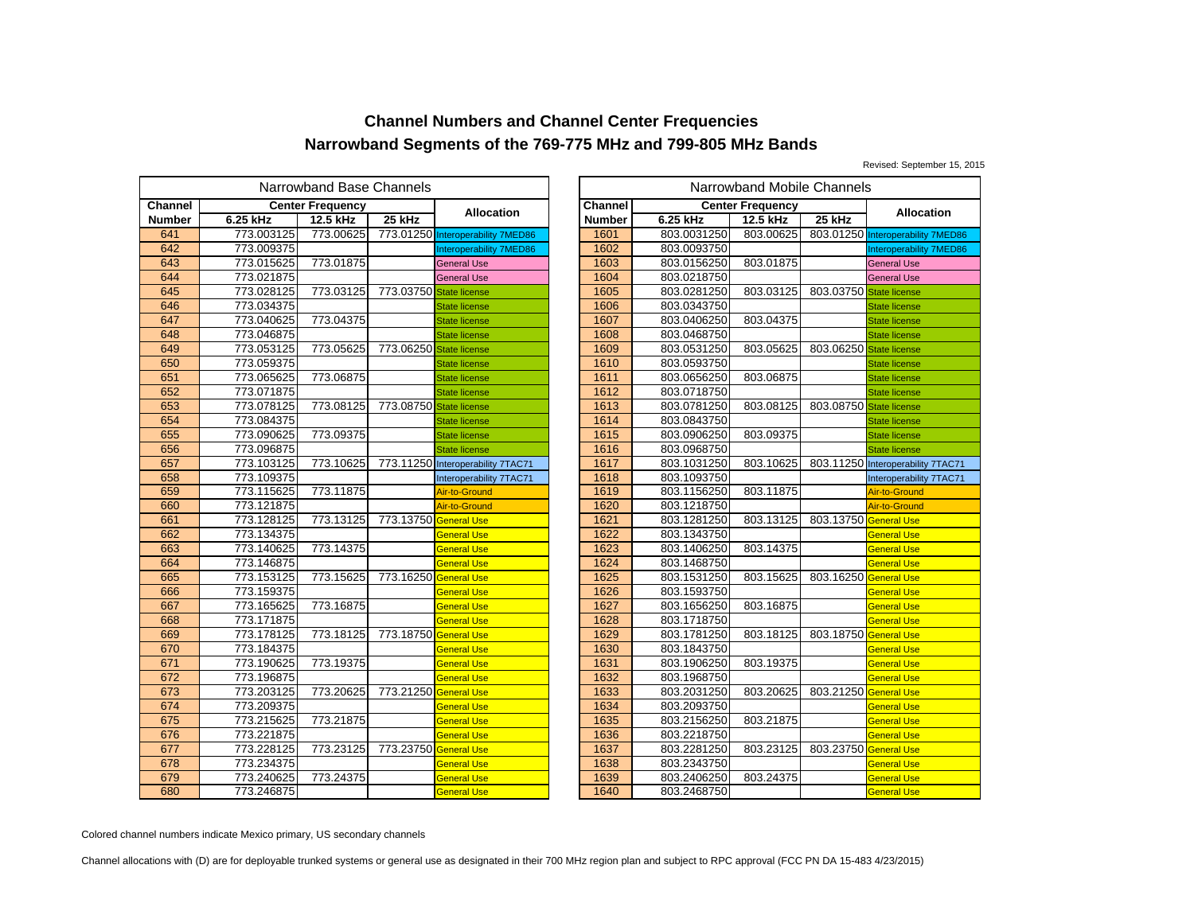# Channel Numbers and Channel Center Frequencies
## Narrowband Segments of the 769-775 MHz and 799-805 MHz Bands

Revised: September 15, 2015

| Narrowband Base Channels | | | | |
|---|---|---|---|---|
| Channel Number | Center Frequency 6.25 kHz | Center Frequency 12.5 kHz | Center Frequency 25 kHz | Allocation |
| 641 | 773.003125 | 773.00625 | 773.01250 | Interoperability 7MED86 |
| 642 | 773.009375 | | | Interoperability 7MED86 |
| 643 | 773.015625 | 773.01875 | | General Use |
| 644 | 773.021875 | | | General Use |
| 645 | 773.028125 | 773.03125 | 773.03750 | State license |
| 646 | 773.034375 | | | State license |
| 647 | 773.040625 | 773.04375 | | State license |
| 648 | 773.046875 | | | State license |
| 649 | 773.053125 | 773.05625 | 773.06250 | State license |
| 650 | 773.059375 | | | State license |
| 651 | 773.065625 | 773.06875 | | State license |
| 652 | 773.071875 | | | State license |
| 653 | 773.078125 | 773.08125 | 773.08750 | State license |
| 654 | 773.084375 | | | State license |
| 655 | 773.090625 | 773.09375 | | State license |
| 656 | 773.096875 | | | State license |
| 657 | 773.103125 | 773.10625 | 773.11250 | Interoperability 7TAC71 |
| 658 | 773.109375 | | | Interoperability 7TAC71 |
| 659 | 773.115625 | 773.11875 | | Air-to-Ground |
| 660 | 773.121875 | | | Air-to-Ground |
| 661 | 773.128125 | 773.13125 | 773.13750 | General Use |
| 662 | 773.134375 | | | General Use |
| 663 | 773.140625 | 773.14375 | | General Use |
| 664 | 773.146875 | | | General Use |
| 665 | 773.153125 | 773.15625 | 773.16250 | General Use |
| 666 | 773.159375 | | | General Use |
| 667 | 773.165625 | 773.16875 | | General Use |
| 668 | 773.171875 | | | General Use |
| 669 | 773.178125 | 773.18125 | 773.18750 | General Use |
| 670 | 773.184375 | | | General Use |
| 671 | 773.190625 | 773.19375 | | General Use |
| 672 | 773.196875 | | | General Use |
| 673 | 773.203125 | 773.20625 | 773.21250 | General Use |
| 674 | 773.209375 | | | General Use |
| 675 | 773.215625 | 773.21875 | | General Use |
| 676 | 773.221875 | | | General Use |
| 677 | 773.228125 | 773.23125 | 773.23750 | General Use |
| 678 | 773.234375 | | | General Use |
| 679 | 773.240625 | 773.24375 | | General Use |
| 680 | 773.246875 | | | General Use |

| Narrowband Mobile Channels | | | | |
|---|---|---|---|---|
| Channel Number | Center Frequency 6.25 kHz | Center Frequency 12.5 kHz | Center Frequency 25 kHz | Allocation |
| 1601 | 803.0031250 | 803.00625 | 803.01250 | Interoperability 7MED86 |
| 1602 | 803.0093750 | | | Interoperability 7MED86 |
| 1603 | 803.0156250 | 803.01875 | | General Use |
| 1604 | 803.0218750 | | | General Use |
| 1605 | 803.0281250 | 803.03125 | 803.03750 | State license |
| 1606 | 803.0343750 | | | State license |
| 1607 | 803.0406250 | 803.04375 | | State license |
| 1608 | 803.0468750 | | | State license |
| 1609 | 803.0531250 | 803.05625 | 803.06250 | State license |
| 1610 | 803.0593750 | | | State license |
| 1611 | 803.0656250 | 803.06875 | | State license |
| 1612 | 803.0718750 | | | State license |
| 1613 | 803.0781250 | 803.08125 | 803.08750 | State license |
| 1614 | 803.0843750 | | | State license |
| 1615 | 803.0906250 | 803.09375 | | State license |
| 1616 | 803.0968750 | | | State license |
| 1617 | 803.1031250 | 803.10625 | 803.11250 | Interoperability 7TAC71 |
| 1618 | 803.1093750 | | | Interoperability 7TAC71 |
| 1619 | 803.1156250 | 803.11875 | | Air-to-Ground |
| 1620 | 803.1218750 | | | Air-to-Ground |
| 1621 | 803.1281250 | 803.13125 | 803.13750 | General Use |
| 1622 | 803.1343750 | | | General Use |
| 1623 | 803.1406250 | 803.14375 | | General Use |
| 1624 | 803.1468750 | | | General Use |
| 1625 | 803.1531250 | 803.15625 | 803.16250 | General Use |
| 1626 | 803.1593750 | | | General Use |
| 1627 | 803.1656250 | 803.16875 | | General Use |
| 1628 | 803.1718750 | | | General Use |
| 1629 | 803.1781250 | 803.18125 | 803.18750 | General Use |
| 1630 | 803.1843750 | | | General Use |
| 1631 | 803.1906250 | 803.19375 | | General Use |
| 1632 | 803.1968750 | | | General Use |
| 1633 | 803.2031250 | 803.20625 | 803.21250 | General Use |
| 1634 | 803.2093750 | | | General Use |
| 1635 | 803.2156250 | 803.21875 | | General Use |
| 1636 | 803.2218750 | | | General Use |
| 1637 | 803.2281250 | 803.23125 | 803.23750 | General Use |
| 1638 | 803.2343750 | | | General Use |
| 1639 | 803.2406250 | 803.24375 | | General Use |
| 1640 | 803.2468750 | | | General Use |

Colored channel numbers indicate Mexico primary, US secondary channels

Channel allocations with (D) are for deployable trunked systems or general use as designated in their 700 MHz region plan and subject to RPC approval (FCC PN DA 15-483 4/23/2015)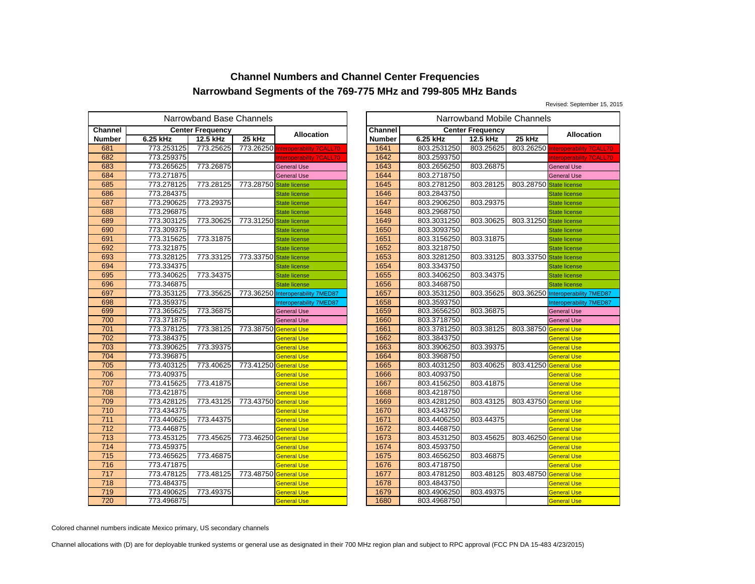# Channel Numbers and Channel Center Frequencies

## Narrowband Segments of the 769-775 MHz and 799-805 MHz Bands

Revised: September 15, 2015

**Narrowband Base Channels**

| Channel Number | Center Frequency 6.25 kHz | 12.5 kHz | 25 kHz | Allocation |
|---|---|---|---|---|
| 681 | 773.253125 | 773.25625 | 773.26250 | Interoperability 7CALL70 |
| 682 | 773.259375 | | | Interoperability 7CALL70 |
| 683 | 773.265625 | 773.26875 | | General Use |
| 684 | 773.271875 | | | General Use |
| 685 | 773.278125 | 773.28125 | 773.28750 | State license |
| 686 | 773.284375 | | | State license |
| 687 | 773.290625 | 773.29375 | | State license |
| 688 | 773.296875 | | | State license |
| 689 | 773.303125 | 773.30625 | 773.31250 | State license |
| 690 | 773.309375 | | | State license |
| 691 | 773.315625 | 773.31875 | | State license |
| 692 | 773.321875 | | | State license |
| 693 | 773.328125 | 773.33125 | 773.33750 | State license |
| 694 | 773.334375 | | | State license |
| 695 | 773.340625 | 773.34375 | | State license |
| 696 | 773.346875 | | | State license |
| 697 | 773.353125 | 773.35625 | 773.36250 | Interoperability 7MED87 |
| 698 | 773.359375 | | | Interoperability 7MED87 |
| 699 | 773.365625 | 773.36875 | | General Use |
| 700 | 773.371875 | | | General Use |
| 701 | 773.378125 | 773.38125 | 773.38750 | General Use |
| 702 | 773.384375 | | | General Use |
| 703 | 773.390625 | 773.39375 | | General Use |
| 704 | 773.396875 | | | General Use |
| 705 | 773.403125 | 773.40625 | 773.41250 | General Use |
| 706 | 773.409375 | | | General Use |
| 707 | 773.415625 | 773.41875 | | General Use |
| 708 | 773.421875 | | | General Use |
| 709 | 773.428125 | 773.43125 | 773.43750 | General Use |
| 710 | 773.434375 | | | General Use |
| 711 | 773.440625 | 773.44375 | | General Use |
| 712 | 773.446875 | | | General Use |
| 713 | 773.453125 | 773.45625 | 773.46250 | General Use |
| 714 | 773.459375 | | | General Use |
| 715 | 773.465625 | 773.46875 | | General Use |
| 716 | 773.471875 | | | General Use |
| 717 | 773.478125 | 773.48125 | 773.48750 | General Use |
| 718 | 773.484375 | | | General Use |
| 719 | 773.490625 | 773.49375 | | General Use |
| 720 | 773.496875 | | | General Use |

**Narrowband Mobile Channels**

| Channel Number | Center Frequency 6.25 kHz | 12.5 kHz | 25 kHz | Allocation |
|---|---|---|---|---|
| 1641 | 803.2531250 | 803.25625 | 803.26250 | Interoperability 7CALL70 |
| 1642 | 803.2593750 | | | Interoperability 7CALL70 |
| 1643 | 803.2656250 | 803.26875 | | General Use |
| 1644 | 803.2718750 | | | General Use |
| 1645 | 803.2781250 | 803.28125 | 803.28750 | State license |
| 1646 | 803.2843750 | | | State license |
| 1647 | 803.2906250 | 803.29375 | | State license |
| 1648 | 803.2968750 | | | State license |
| 1649 | 803.3031250 | 803.30625 | 803.31250 | State license |
| 1650 | 803.3093750 | | | State license |
| 1651 | 803.3156250 | 803.31875 | | State license |
| 1652 | 803.3218750 | | | State license |
| 1653 | 803.3281250 | 803.33125 | 803.33750 | State license |
| 1654 | 803.3343750 | | | State license |
| 1655 | 803.3406250 | 803.34375 | | State license |
| 1656 | 803.3468750 | | | State license |
| 1657 | 803.3531250 | 803.35625 | 803.36250 | Interoperability 7MED87 |
| 1658 | 803.3593750 | | | Interoperability 7MED87 |
| 1659 | 803.3656250 | 803.36875 | | General Use |
| 1660 | 803.3718750 | | | General Use |
| 1661 | 803.3781250 | 803.38125 | 803.38750 | General Use |
| 1662 | 803.3843750 | | | General Use |
| 1663 | 803.3906250 | 803.39375 | | General Use |
| 1664 | 803.3968750 | | | General Use |
| 1665 | 803.4031250 | 803.40625 | 803.41250 | General Use |
| 1666 | 803.4093750 | | | General Use |
| 1667 | 803.4156250 | 803.41875 | | General Use |
| 1668 | 803.4218750 | | | General Use |
| 1669 | 803.4281250 | 803.43125 | 803.43750 | General Use |
| 1670 | 803.4343750 | | | General Use |
| 1671 | 803.4406250 | 803.44375 | | General Use |
| 1672 | 803.4468750 | | | General Use |
| 1673 | 803.4531250 | 803.45625 | 803.46250 | General Use |
| 1674 | 803.4593750 | | | General Use |
| 1675 | 803.4656250 | 803.46875 | | General Use |
| 1676 | 803.4718750 | | | General Use |
| 1677 | 803.4781250 | 803.48125 | 803.48750 | General Use |
| 1678 | 803.4843750 | | | General Use |
| 1679 | 803.4906250 | 803.49375 | | General Use |
| 1680 | 803.4968750 | | | General Use |

Colored channel numbers indicate Mexico primary, US secondary channels

Channel allocations with (D) are for deployable trunked systems or general use as designated in their 700 MHz region plan and subject to RPC approval (FCC PN DA 15-483 4/23/2015)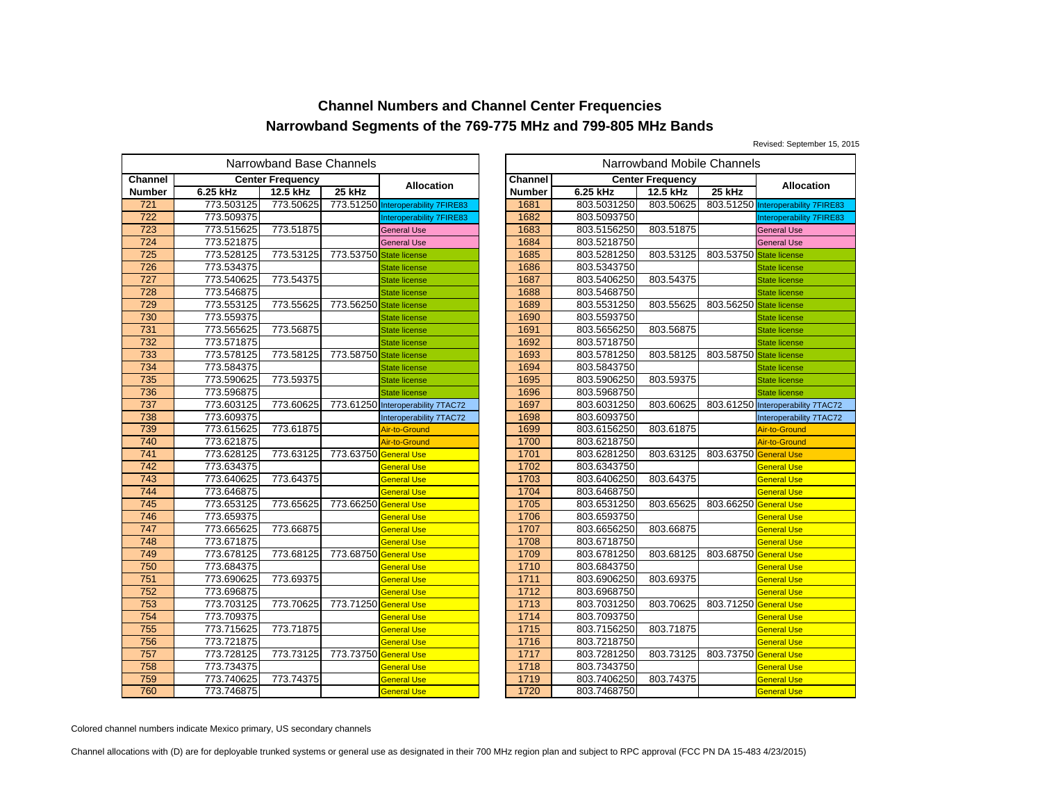# Channel Numbers and Channel Center Frequencies
## Narrowband Segments of the 769-775 MHz and 799-805 MHz Bands

Revised: September 15, 2015

| Narrowband Base Channels | | | | |
|---|---|---|---|---|
| Channel Number | Center Frequency | | | Allocation |
| | 6.25 kHz | 12.5 kHz | 25 kHz | |
| 721 | 773.503125 | 773.50625 | 773.51250 | Interoperability 7FIRE83 |
| 722 | 773.509375 | | | Interoperability 7FIRE83 |
| 723 | 773.515625 | 773.51875 | | General Use |
| 724 | 773.521875 | | | General Use |
| 725 | 773.528125 | 773.53125 | 773.53750 | State license |
| 726 | 773.534375 | | | State license |
| 727 | 773.540625 | 773.54375 | | State license |
| 728 | 773.546875 | | | State license |
| 729 | 773.553125 | 773.55625 | 773.56250 | State license |
| 730 | 773.559375 | | | State license |
| 731 | 773.565625 | 773.56875 | | State license |
| 732 | 773.571875 | | | State license |
| 733 | 773.578125 | 773.58125 | 773.58750 | State license |
| 734 | 773.584375 | | | State license |
| 735 | 773.590625 | 773.59375 | | State license |
| 736 | 773.596875 | | | State license |
| 737 | 773.603125 | 773.60625 | 773.61250 | Interoperability 7TAC72 |
| 738 | 773.609375 | | | Interoperability 7TAC72 |
| 739 | 773.615625 | 773.61875 | | Air-to-Ground |
| 740 | 773.621875 | | | Air-to-Ground |
| 741 | 773.628125 | 773.63125 | 773.63750 | General Use |
| 742 | 773.634375 | | | General Use |
| 743 | 773.640625 | 773.64375 | | General Use |
| 744 | 773.646875 | | | General Use |
| 745 | 773.653125 | 773.65625 | 773.66250 | General Use |
| 746 | 773.659375 | | | General Use |
| 747 | 773.665625 | 773.66875 | | General Use |
| 748 | 773.671875 | | | General Use |
| 749 | 773.678125 | 773.68125 | 773.68750 | General Use |
| 750 | 773.684375 | | | General Use |
| 751 | 773.690625 | 773.69375 | | General Use |
| 752 | 773.696875 | | | General Use |
| 753 | 773.703125 | 773.70625 | 773.71250 | General Use |
| 754 | 773.709375 | | | General Use |
| 755 | 773.715625 | 773.71875 | | General Use |
| 756 | 773.721875 | | | General Use |
| 757 | 773.728125 | 773.73125 | 773.73750 | General Use |
| 758 | 773.734375 | | | General Use |
| 759 | 773.740625 | 773.74375 | | General Use |
| 760 | 773.746875 | | | General Use |

| Narrowband Mobile Channels | | | | |
|---|---|---|---|---|
| Channel Number | Center Frequency | | | Allocation |
| | 6.25 kHz | 12.5 kHz | 25 kHz | |
| 1681 | 803.5031250 | 803.50625 | 803.51250 | Interoperability 7FIRE83 |
| 1682 | 803.5093750 | | | Interoperability 7FIRE83 |
| 1683 | 803.5156250 | 803.51875 | | General Use |
| 1684 | 803.5218750 | | | General Use |
| 1685 | 803.5281250 | 803.53125 | 803.53750 | State license |
| 1686 | 803.5343750 | | | State license |
| 1687 | 803.5406250 | 803.54375 | | State license |
| 1688 | 803.5468750 | | | State license |
| 1689 | 803.5531250 | 803.55625 | 803.56250 | State license |
| 1690 | 803.5593750 | | | State license |
| 1691 | 803.5656250 | 803.56875 | | State license |
| 1692 | 803.5718750 | | | State license |
| 1693 | 803.5781250 | 803.58125 | 803.58750 | State license |
| 1694 | 803.5843750 | | | State license |
| 1695 | 803.5906250 | 803.59375 | | State license |
| 1696 | 803.5968750 | | | State license |
| 1697 | 803.6031250 | 803.60625 | 803.61250 | Interoperability 7TAC72 |
| 1698 | 803.6093750 | | | Interoperability 7TAC72 |
| 1699 | 803.6156250 | 803.61875 | | Air-to-Ground |
| 1700 | 803.6218750 | | | Air-to-Ground |
| 1701 | 803.6281250 | 803.63125 | 803.63750 | General Use |
| 1702 | 803.6343750 | | | General Use |
| 1703 | 803.6406250 | 803.64375 | | General Use |
| 1704 | 803.6468750 | | | General Use |
| 1705 | 803.6531250 | 803.65625 | 803.66250 | General Use |
| 1706 | 803.6593750 | | | General Use |
| 1707 | 803.6656250 | 803.66875 | | General Use |
| 1708 | 803.6718750 | | | General Use |
| 1709 | 803.6781250 | 803.68125 | 803.68750 | General Use |
| 1710 | 803.6843750 | | | General Use |
| 1711 | 803.6906250 | 803.69375 | | General Use |
| 1712 | 803.6968750 | | | General Use |
| 1713 | 803.7031250 | 803.70625 | 803.71250 | General Use |
| 1714 | 803.7093750 | | | General Use |
| 1715 | 803.7156250 | 803.71875 | | General Use |
| 1716 | 803.7218750 | | | General Use |
| 1717 | 803.7281250 | 803.73125 | 803.73750 | General Use |
| 1718 | 803.7343750 | | | General Use |
| 1719 | 803.7406250 | 803.74375 | | General Use |
| 1720 | 803.7468750 | | | General Use |

Colored channel numbers indicate Mexico primary, US secondary channels

Channel allocations with (D) are for deployable trunked systems or general use as designated in their 700 MHz region plan and subject to RPC approval (FCC PN DA 15-483 4/23/2015)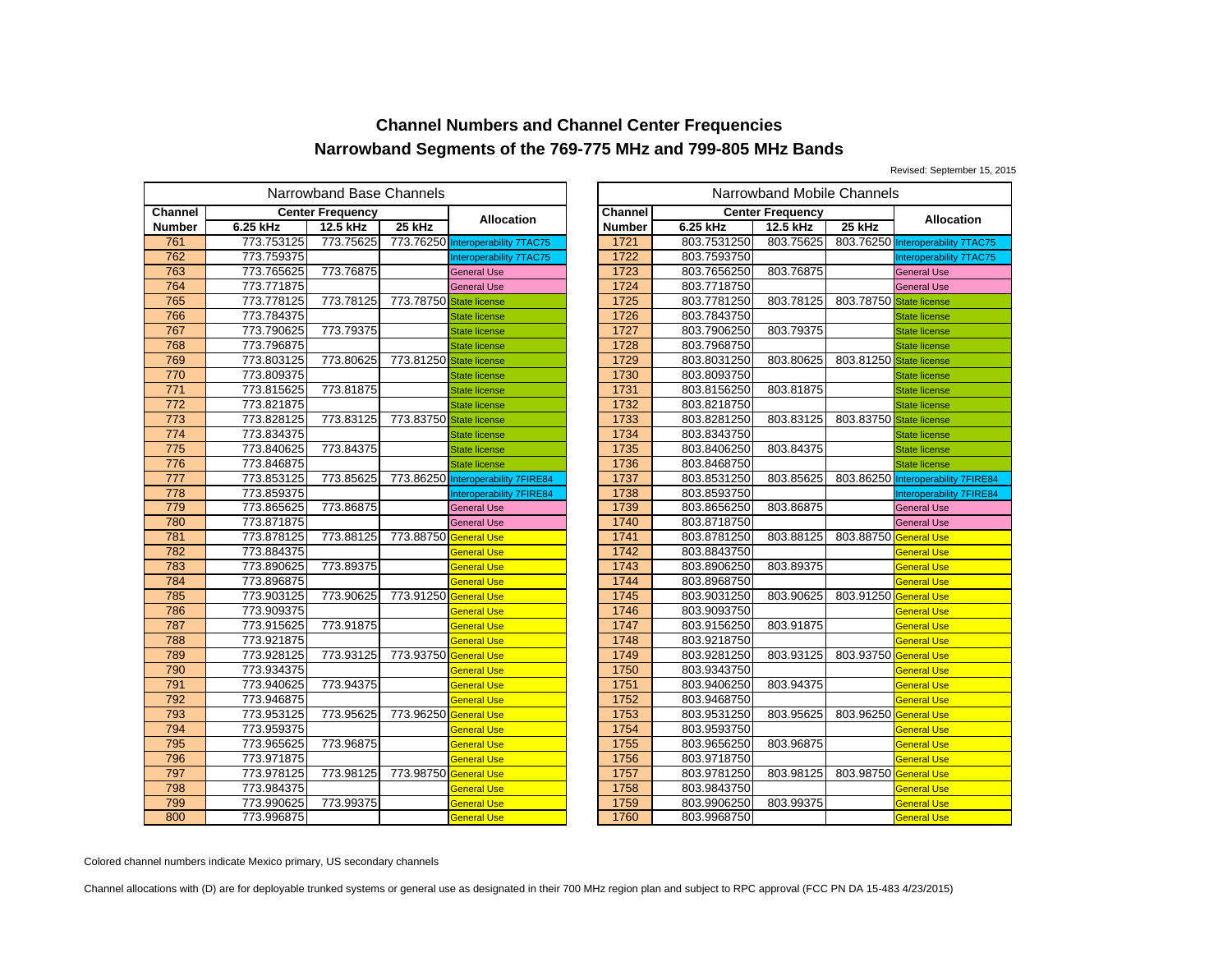# Channel Numbers and Channel Center Frequencies

# Narrowband Segments of the 769-775 MHz and 799-805 MHz Bands

Revised: September 15, 2015

| Narrowband Base Channels | | | | |
|---|---|---|---|---|
| Channel Number | Center Frequency | | | Allocation |
| | 6.25 kHz | 12.5 kHz | 25 kHz | |
| 761 | 773.753125 | 773.75625 | 773.76250 | Interoperability 7TAC75 |
| 762 | 773.759375 | | | Interoperability 7TAC75 |
| 763 | 773.765625 | 773.76875 | | General Use |
| 764 | 773.771875 | | | General Use |
| 765 | 773.778125 | 773.78125 | 773.78750 | State license |
| 766 | 773.784375 | | | State license |
| 767 | 773.790625 | 773.79375 | | State license |
| 768 | 773.796875 | | | State license |
| 769 | 773.803125 | 773.80625 | 773.81250 | State license |
| 770 | 773.809375 | | | State license |
| 771 | 773.815625 | 773.81875 | | State license |
| 772 | 773.821875 | | | State license |
| 773 | 773.828125 | 773.83125 | 773.83750 | State license |
| 774 | 773.834375 | | | State license |
| 775 | 773.840625 | 773.84375 | | State license |
| 776 | 773.846875 | | | State license |
| 777 | 773.853125 | 773.85625 | 773.86250 | Interoperability 7FIRE84 |
| 778 | 773.859375 | | | Interoperability 7FIRE84 |
| 779 | 773.865625 | 773.86875 | | General Use |
| 780 | 773.871875 | | | General Use |
| 781 | 773.878125 | 773.88125 | 773.88750 | General Use |
| 782 | 773.884375 | | | General Use |
| 783 | 773.890625 | 773.89375 | | General Use |
| 784 | 773.896875 | | | General Use |
| 785 | 773.903125 | 773.90625 | 773.91250 | General Use |
| 786 | 773.909375 | | | General Use |
| 787 | 773.915625 | 773.91875 | | General Use |
| 788 | 773.921875 | | | General Use |
| 789 | 773.928125 | 773.93125 | 773.93750 | General Use |
| 790 | 773.934375 | | | General Use |
| 791 | 773.940625 | 773.94375 | | General Use |
| 792 | 773.946875 | | | General Use |
| 793 | 773.953125 | 773.95625 | 773.96250 | General Use |
| 794 | 773.959375 | | | General Use |
| 795 | 773.965625 | 773.96875 | | General Use |
| 796 | 773.971875 | | | General Use |
| 797 | 773.978125 | 773.98125 | 773.98750 | General Use |
| 798 | 773.984375 | | | General Use |
| 799 | 773.990625 | 773.99375 | | General Use |
| 800 | 773.996875 | | | General Use |

| Narrowband Mobile Channels | | | | |
|---|---|---|---|---|
| Channel Number | Center Frequency | | | Allocation |
| | 6.25 kHz | 12.5 kHz | 25 kHz | |
| 1721 | 803.7531250 | 803.75625 | 803.76250 | Interoperability 7TAC75 |
| 1722 | 803.7593750 | | | Interoperability 7TAC75 |
| 1723 | 803.7656250 | 803.76875 | | General Use |
| 1724 | 803.7718750 | | | General Use |
| 1725 | 803.7781250 | 803.78125 | 803.78750 | State license |
| 1726 | 803.7843750 | | | State license |
| 1727 | 803.7906250 | 803.79375 | | State license |
| 1728 | 803.7968750 | | | State license |
| 1729 | 803.8031250 | 803.80625 | 803.81250 | State license |
| 1730 | 803.8093750 | | | State license |
| 1731 | 803.8156250 | 803.81875 | | State license |
| 1732 | 803.8218750 | | | State license |
| 1733 | 803.8281250 | 803.83125 | 803.83750 | State license |
| 1734 | 803.8343750 | | | State license |
| 1735 | 803.8406250 | 803.84375 | | State license |
| 1736 | 803.8468750 | | | State license |
| 1737 | 803.8531250 | 803.85625 | 803.86250 | Interoperability 7FIRE84 |
| 1738 | 803.8593750 | | | Interoperability 7FIRE84 |
| 1739 | 803.8656250 | 803.86875 | | General Use |
| 1740 | 803.8718750 | | | General Use |
| 1741 | 803.8781250 | 803.88125 | 803.88750 | General Use |
| 1742 | 803.8843750 | | | General Use |
| 1743 | 803.8906250 | 803.89375 | | General Use |
| 1744 | 803.8968750 | | | General Use |
| 1745 | 803.9031250 | 803.90625 | 803.91250 | General Use |
| 1746 | 803.9093750 | | | General Use |
| 1747 | 803.9156250 | 803.91875 | | General Use |
| 1748 | 803.9218750 | | | General Use |
| 1749 | 803.9281250 | 803.93125 | 803.93750 | General Use |
| 1750 | 803.9343750 | | | General Use |
| 1751 | 803.9406250 | 803.94375 | | General Use |
| 1752 | 803.9468750 | | | General Use |
| 1753 | 803.9531250 | 803.95625 | 803.96250 | General Use |
| 1754 | 803.9593750 | | | General Use |
| 1755 | 803.9656250 | 803.96875 | | General Use |
| 1756 | 803.9718750 | | | General Use |
| 1757 | 803.9781250 | 803.98125 | 803.98750 | General Use |
| 1758 | 803.9843750 | | | General Use |
| 1759 | 803.9906250 | 803.99375 | | General Use |
| 1760 | 803.9968750 | | | General Use |

Colored channel numbers indicate Mexico primary, US secondary channels

Channel allocations with (D) are for deployable trunked systems or general use as designated in their 700 MHz region plan and subject to RPC approval (FCC PN DA 15-483 4/23/2015)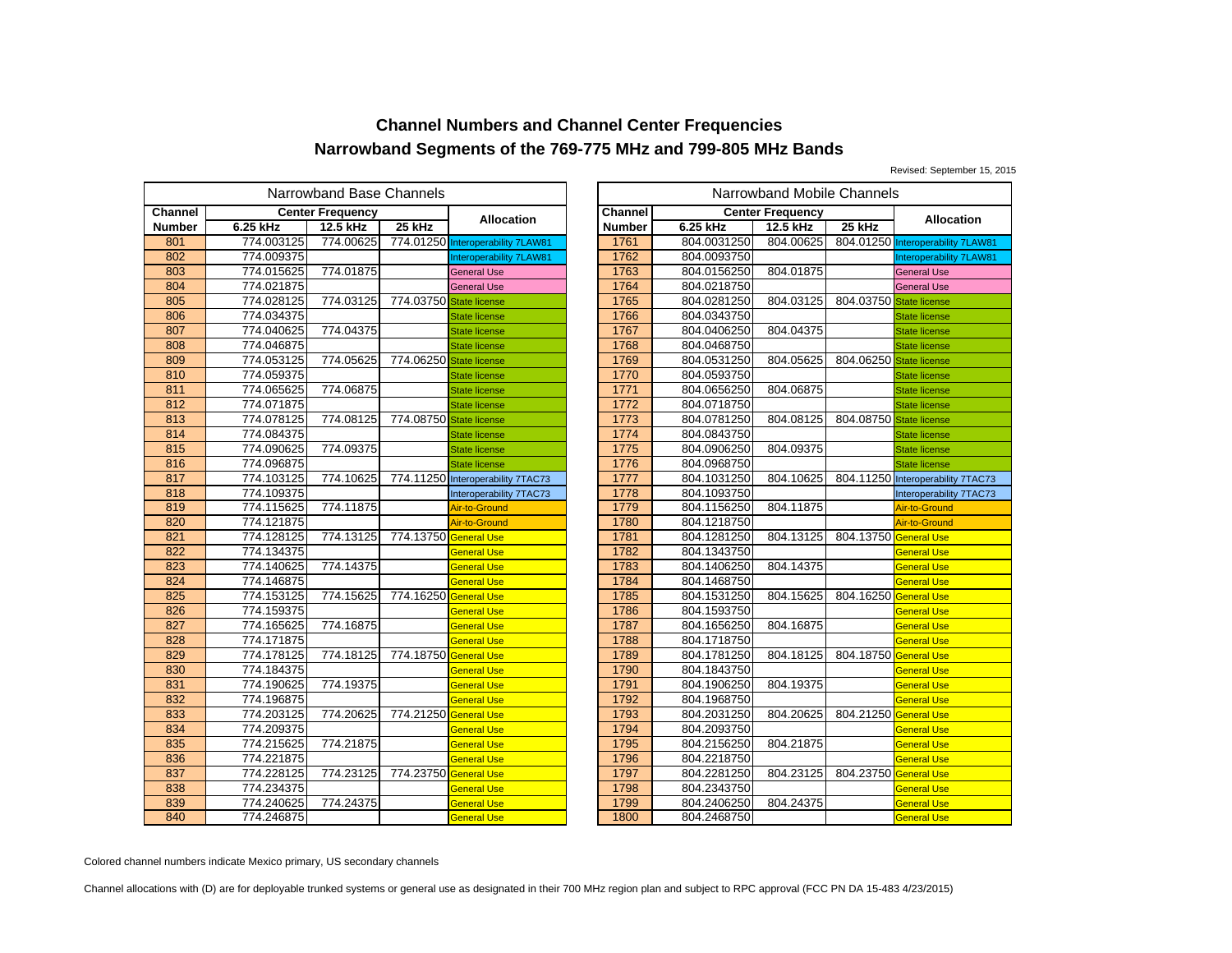# Channel Numbers and Channel Center Frequencies

## Narrowband Segments of the 769-775 MHz and 799-805 MHz Bands

Revised: September 15, 2015

| Narrowband Base Channels | | | | |
|---|---|---|---|---|
| Channel Number | Center Frequency | | | Allocation |
| | 6.25 kHz | 12.5 kHz | 25 kHz | |
| 801 | 774.003125 | 774.00625 | 774.01250 | Interoperability 7LAW81 |
| 802 | 774.009375 | | | Interoperability 7LAW81 |
| 803 | 774.015625 | 774.01875 | | General Use |
| 804 | 774.021875 | | | General Use |
| 805 | 774.028125 | 774.03125 | 774.03750 | State license |
| 806 | 774.034375 | | | State license |
| 807 | 774.040625 | 774.04375 | | State license |
| 808 | 774.046875 | | | State license |
| 809 | 774.053125 | 774.05625 | 774.06250 | State license |
| 810 | 774.059375 | | | State license |
| 811 | 774.065625 | 774.06875 | | State license |
| 812 | 774.071875 | | | State license |
| 813 | 774.078125 | 774.08125 | 774.08750 | State license |
| 814 | 774.084375 | | | State license |
| 815 | 774.090625 | 774.09375 | | State license |
| 816 | 774.096875 | | | State license |
| 817 | 774.103125 | 774.10625 | 774.11250 | Interoperability 7TAC73 |
| 818 | 774.109375 | | | Interoperability 7TAC73 |
| 819 | 774.115625 | 774.11875 | | Air-to-Ground |
| 820 | 774.121875 | | | Air-to-Ground |
| 821 | 774.128125 | 774.13125 | 774.13750 | General Use |
| 822 | 774.134375 | | | General Use |
| 823 | 774.140625 | 774.14375 | | General Use |
| 824 | 774.146875 | | | General Use |
| 825 | 774.153125 | 774.15625 | 774.16250 | General Use |
| 826 | 774.159375 | | | General Use |
| 827 | 774.165625 | 774.16875 | | General Use |
| 828 | 774.171875 | | | General Use |
| 829 | 774.178125 | 774.18125 | 774.18750 | General Use |
| 830 | 774.184375 | | | General Use |
| 831 | 774.190625 | 774.19375 | | General Use |
| 832 | 774.196875 | | | General Use |
| 833 | 774.203125 | 774.20625 | 774.21250 | General Use |
| 834 | 774.209375 | | | General Use |
| 835 | 774.215625 | 774.21875 | | General Use |
| 836 | 774.221875 | | | General Use |
| 837 | 774.228125 | 774.23125 | 774.23750 | General Use |
| 838 | 774.234375 | | | General Use |
| 839 | 774.240625 | 774.24375 | | General Use |
| 840 | 774.246875 | | | General Use |

| Narrowband Mobile Channels | | | | |
|---|---|---|---|---|
| Channel Number | Center Frequency | | | Allocation |
| | 6.25 kHz | 12.5 kHz | 25 kHz | |
| 1761 | 804.0031250 | 804.00625 | 804.01250 | Interoperability 7LAW81 |
| 1762 | 804.0093750 | | | Interoperability 7LAW81 |
| 1763 | 804.0156250 | 804.01875 | | General Use |
| 1764 | 804.0218750 | | | General Use |
| 1765 | 804.0281250 | 804.03125 | 804.03750 | State license |
| 1766 | 804.0343750 | | | State license |
| 1767 | 804.0406250 | 804.04375 | | State license |
| 1768 | 804.0468750 | | | State license |
| 1769 | 804.0531250 | 804.05625 | 804.06250 | State license |
| 1770 | 804.0593750 | | | State license |
| 1771 | 804.0656250 | 804.06875 | | State license |
| 1772 | 804.0718750 | | | State license |
| 1773 | 804.0781250 | 804.08125 | 804.08750 | State license |
| 1774 | 804.0843750 | | | State license |
| 1775 | 804.0906250 | 804.09375 | | State license |
| 1776 | 804.0968750 | | | State license |
| 1777 | 804.1031250 | 804.10625 | 804.11250 | Interoperability 7TAC73 |
| 1778 | 804.1093750 | | | Interoperability 7TAC73 |
| 1779 | 804.1156250 | 804.11875 | | Air-to-Ground |
| 1780 | 804.1218750 | | | Air-to-Ground |
| 1781 | 804.1281250 | 804.13125 | 804.13750 | General Use |
| 1782 | 804.1343750 | | | General Use |
| 1783 | 804.1406250 | 804.14375 | | General Use |
| 1784 | 804.1468750 | | | General Use |
| 1785 | 804.1531250 | 804.15625 | 804.16250 | General Use |
| 1786 | 804.1593750 | | | General Use |
| 1787 | 804.1656250 | 804.16875 | | General Use |
| 1788 | 804.1718750 | | | General Use |
| 1789 | 804.1781250 | 804.18125 | 804.18750 | General Use |
| 1790 | 804.1843750 | | | General Use |
| 1791 | 804.1906250 | 804.19375 | | General Use |
| 1792 | 804.1968750 | | | General Use |
| 1793 | 804.2031250 | 804.20625 | 804.21250 | General Use |
| 1794 | 804.2093750 | | | General Use |
| 1795 | 804.2156250 | 804.21875 | | General Use |
| 1796 | 804.2218750 | | | General Use |
| 1797 | 804.2281250 | 804.23125 | 804.23750 | General Use |
| 1798 | 804.2343750 | | | General Use |
| 1799 | 804.2406250 | 804.24375 | | General Use |
| 1800 | 804.2468750 | | | General Use |

Colored channel numbers indicate Mexico primary, US secondary channels

Channel allocations with (D) are for deployable trunked systems or general use as designated in their 700 MHz region plan and subject to RPC approval (FCC PN DA 15-483 4/23/2015)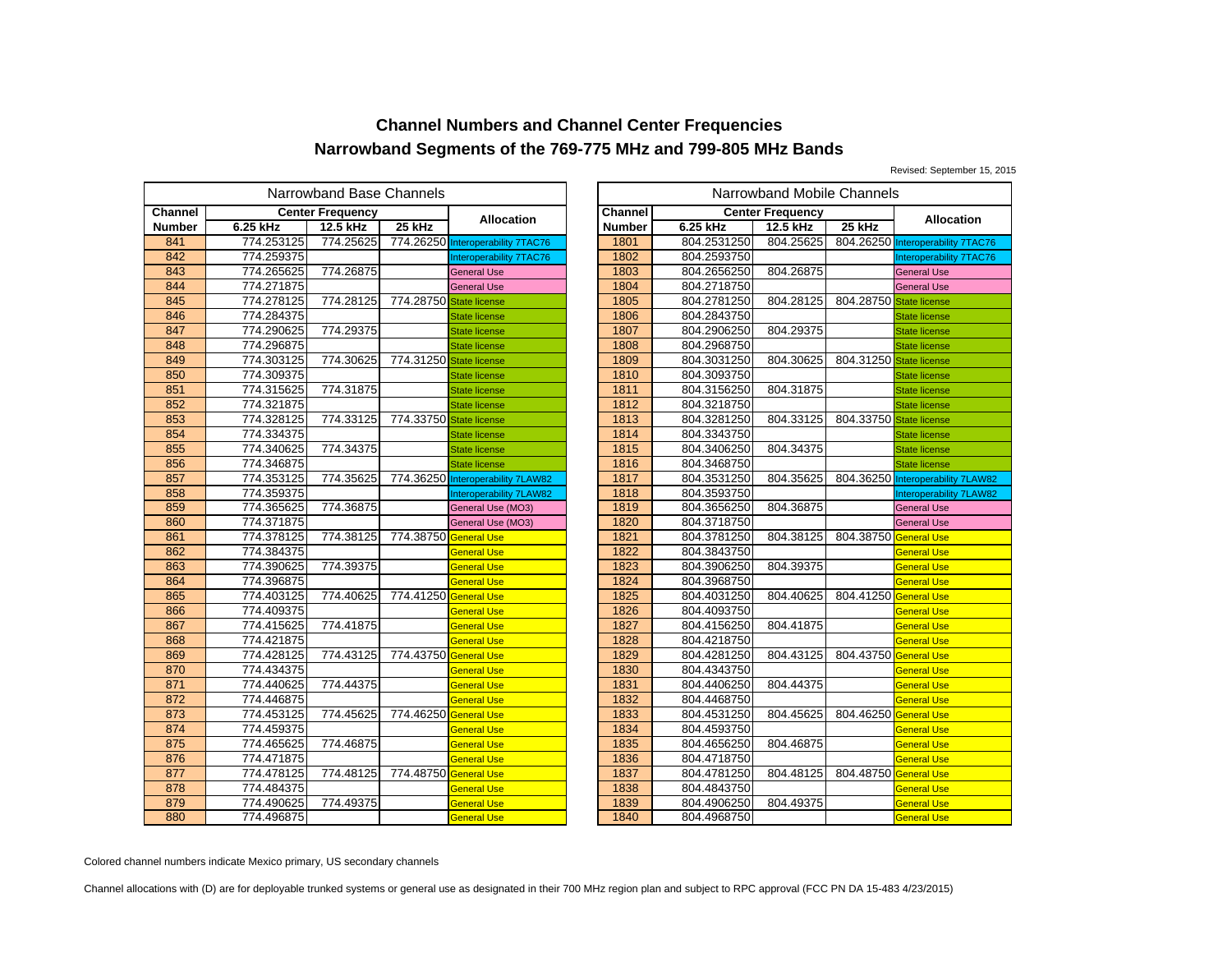# Channel Numbers and Channel Center Frequencies

## Narrowband Segments of the 769-775 MHz and 799-805 MHz Bands

Revised: September 15, 2015

| Narrowband Base Channels | | | | | Narrowband Mobile Channels | | | | |
|---|---|---|---|---|---|---|---|---|---|
| Channel Number | Center Frequency | | | Allocation | Channel Number | Center Frequency | | | Allocation |
| | 6.25 kHz | 12.5 kHz | 25 kHz | | | 6.25 kHz | 12.5 kHz | 25 kHz | |
| 841 | 774.253125 | 774.25625 | 774.26250 | Interoperability 7TAC76 | 1801 | 804.2531250 | 804.25625 | 804.26250 | Interoperability 7TAC76 |
| 842 | 774.259375 | | | Interoperability 7TAC76 | 1802 | 804.2593750 | | | Interoperability 7TAC76 |
| 843 | 774.265625 | 774.26875 | | General Use | 1803 | 804.2656250 | 804.26875 | | General Use |
| 844 | 774.271875 | | | General Use | 1804 | 804.2718750 | | | General Use |
| 845 | 774.278125 | 774.28125 | 774.28750 | State license | 1805 | 804.2781250 | 804.28125 | 804.28750 | State license |
| 846 | 774.284375 | | | State license | 1806 | 804.2843750 | | | State license |
| 847 | 774.290625 | 774.29375 | | State license | 1807 | 804.2906250 | 804.29375 | | State license |
| 848 | 774.296875 | | | State license | 1808 | 804.2968750 | | | State license |
| 849 | 774.303125 | 774.30625 | 774.31250 | State license | 1809 | 804.3031250 | 804.30625 | 804.31250 | State license |
| 850 | 774.309375 | | | State license | 1810 | 804.3093750 | | | State license |
| 851 | 774.315625 | 774.31875 | | State license | 1811 | 804.3156250 | 804.31875 | | State license |
| 852 | 774.321875 | | | State license | 1812 | 804.3218750 | | | State license |
| 853 | 774.328125 | 774.33125 | 774.33750 | State license | 1813 | 804.3281250 | 804.33125 | 804.33750 | State license |
| 854 | 774.334375 | | | State license | 1814 | 804.3343750 | | | State license |
| 855 | 774.340625 | 774.34375 | | State license | 1815 | 804.3406250 | 804.34375 | | State license |
| 856 | 774.346875 | | | State license | 1816 | 804.3468750 | | | State license |
| 857 | 774.353125 | 774.35625 | 774.36250 | Interoperability 7LAW82 | 1817 | 804.3531250 | 804.35625 | 804.36250 | Interoperability 7LAW82 |
| 858 | 774.359375 | | | Interoperability 7LAW82 | 1818 | 804.3593750 | | | Interoperability 7LAW82 |
| 859 | 774.365625 | 774.36875 | | General Use (MO3) | 1819 | 804.3656250 | 804.36875 | | General Use |
| 860 | 774.371875 | | | General Use (MO3) | 1820 | 804.3718750 | | | General Use |
| 861 | 774.378125 | 774.38125 | 774.38750 | General Use | 1821 | 804.3781250 | 804.38125 | 804.38750 | General Use |
| 862 | 774.384375 | | | General Use | 1822 | 804.3843750 | | | General Use |
| 863 | 774.390625 | 774.39375 | | General Use | 1823 | 804.3906250 | 804.39375 | | General Use |
| 864 | 774.396875 | | | General Use | 1824 | 804.3968750 | | | General Use |
| 865 | 774.403125 | 774.40625 | 774.41250 | General Use | 1825 | 804.4031250 | 804.40625 | 804.41250 | General Use |
| 866 | 774.409375 | | | General Use | 1826 | 804.4093750 | | | General Use |
| 867 | 774.415625 | 774.41875 | | General Use | 1827 | 804.4156250 | 804.41875 | | General Use |
| 868 | 774.421875 | | | General Use | 1828 | 804.4218750 | | | General Use |
| 869 | 774.428125 | 774.43125 | 774.43750 | General Use | 1829 | 804.4281250 | 804.43125 | 804.43750 | General Use |
| 870 | 774.434375 | | | General Use | 1830 | 804.4343750 | | | General Use |
| 871 | 774.440625 | 774.44375 | | General Use | 1831 | 804.4406250 | 804.44375 | | General Use |
| 872 | 774.446875 | | | General Use | 1832 | 804.4468750 | | | General Use |
| 873 | 774.453125 | 774.45625 | 774.46250 | General Use | 1833 | 804.4531250 | 804.45625 | 804.46250 | General Use |
| 874 | 774.459375 | | | General Use | 1834 | 804.4593750 | | | General Use |
| 875 | 774.465625 | 774.46875 | | General Use | 1835 | 804.4656250 | 804.46875 | | General Use |
| 876 | 774.471875 | | | General Use | 1836 | 804.4718750 | | | General Use |
| 877 | 774.478125 | 774.48125 | 774.48750 | General Use | 1837 | 804.4781250 | 804.48125 | 804.48750 | General Use |
| 878 | 774.484375 | | | General Use | 1838 | 804.4843750 | | | General Use |
| 879 | 774.490625 | 774.49375 | | General Use | 1839 | 804.4906250 | 804.49375 | | General Use |
| 880 | 774.496875 | | | General Use | 1840 | 804.4968750 | | | General Use |

Colored channel numbers indicate Mexico primary, US secondary channels

Channel allocations with (D) are for deployable trunked systems or general use as designated in their 700 MHz region plan and subject to RPC approval (FCC PN DA 15-483 4/23/2015)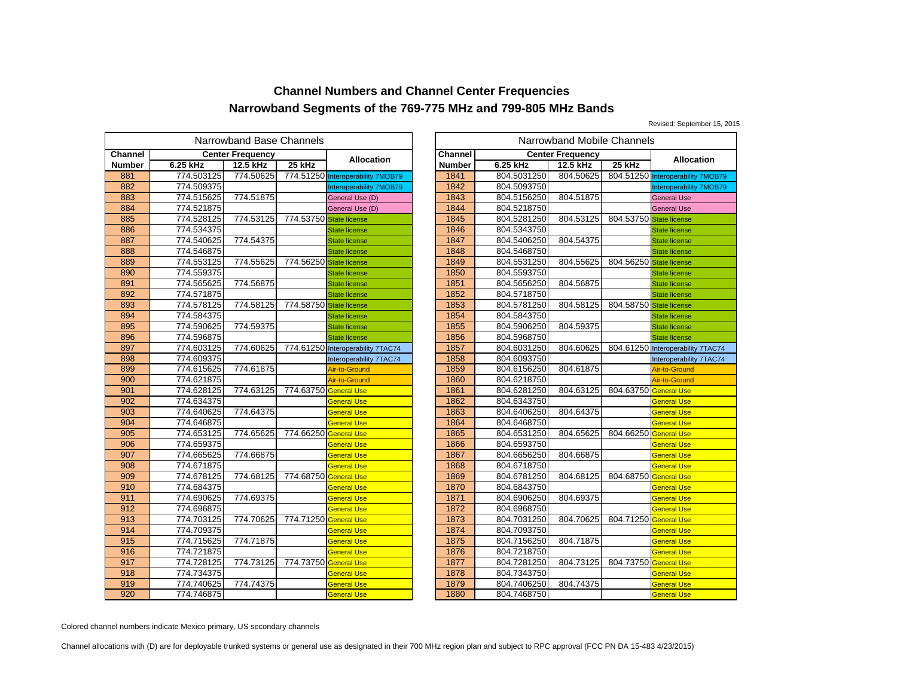# Channel Numbers and Channel Center Frequencies
# Narrowband Segments of the 769-775 MHz and 799-805 MHz Bands

Revised: September 15, 2015

**Narrowband Base Channels**

| Channel Number | Center Frequency 6.25 kHz | 12.5 kHz | 25 kHz | Allocation |
|---|---|---|---|---|
| 881 | 774.503125 | 774.50625 | 774.51250 | Interoperability 7MOB79 |
| 882 | 774.509375 | | | Interoperability 7MOB79 |
| 883 | 774.515625 | 774.51875 | | General Use (D) |
| 884 | 774.521875 | | | General Use (D) |
| 885 | 774.528125 | 774.53125 | 774.53750 | State license |
| 886 | 774.534375 | | | State license |
| 887 | 774.540625 | 774.54375 | | State license |
| 888 | 774.546875 | | | State license |
| 889 | 774.553125 | 774.55625 | 774.56250 | State license |
| 890 | 774.559375 | | | State license |
| 891 | 774.565625 | 774.56875 | | State license |
| 892 | 774.571875 | | | State license |
| 893 | 774.578125 | 774.58125 | 774.58750 | State license |
| 894 | 774.584375 | | | State license |
| 895 | 774.590625 | 774.59375 | | State license |
| 896 | 774.596875 | | | State license |
| 897 | 774.603125 | 774.60625 | 774.61250 | Interoperability 7TAC74 |
| 898 | 774.609375 | | | Interoperability 7TAC74 |
| 899 | 774.615625 | 774.61875 | | Air-to-Ground |
| 900 | 774.621875 | | | Air-to-Ground |
| 901 | 774.628125 | 774.63125 | 774.63750 | General Use |
| 902 | 774.634375 | | | General Use |
| 903 | 774.640625 | 774.64375 | | General Use |
| 904 | 774.646875 | | | General Use |
| 905 | 774.653125 | 774.65625 | 774.66250 | General Use |
| 906 | 774.659375 | | | General Use |
| 907 | 774.665625 | 774.66875 | | General Use |
| 908 | 774.671875 | | | General Use |
| 909 | 774.678125 | 774.68125 | 774.68750 | General Use |
| 910 | 774.684375 | | | General Use |
| 911 | 774.690625 | 774.69375 | | General Use |
| 912 | 774.696875 | | | General Use |
| 913 | 774.703125 | 774.70625 | 774.71250 | General Use |
| 914 | 774.709375 | | | General Use |
| 915 | 774.715625 | 774.71875 | | General Use |
| 916 | 774.721875 | | | General Use |
| 917 | 774.728125 | 774.73125 | 774.73750 | General Use |
| 918 | 774.734375 | | | General Use |
| 919 | 774.740625 | 774.74375 | | General Use |
| 920 | 774.746875 | | | General Use |

**Narrowband Mobile Channels**

| Channel Number | Center Frequency 6.25 kHz | 12.5 kHz | 25 kHz | Allocation |
|---|---|---|---|---|
| 1841 | 804.5031250 | 804.50625 | 804.51250 | Interoperability 7MOB79 |
| 1842 | 804.5093750 | | | Interoperability 7MOB79 |
| 1843 | 804.5156250 | 804.51875 | | General Use |
| 1844 | 804.5218750 | | | General Use |
| 1845 | 804.5281250 | 804.53125 | 804.53750 | State license |
| 1846 | 804.5343750 | | | State license |
| 1847 | 804.5406250 | 804.54375 | | State license |
| 1848 | 804.5468750 | | | State license |
| 1849 | 804.5531250 | 804.55625 | 804.56250 | State license |
| 1850 | 804.5593750 | | | State license |
| 1851 | 804.5656250 | 804.56875 | | State license |
| 1852 | 804.5718750 | | | State license |
| 1853 | 804.5781250 | 804.58125 | 804.58750 | State license |
| 1854 | 804.5843750 | | | State license |
| 1855 | 804.5906250 | 804.59375 | | State license |
| 1856 | 804.5968750 | | | State license |
| 1857 | 804.6031250 | 804.60625 | 804.61250 | Interoperability 7TAC74 |
| 1858 | 804.6093750 | | | Interoperability 7TAC74 |
| 1859 | 804.6156250 | 804.61875 | | Air-to-Ground |
| 1860 | 804.6218750 | | | Air-to-Ground |
| 1861 | 804.6281250 | 804.63125 | 804.63750 | General Use |
| 1862 | 804.6343750 | | | General Use |
| 1863 | 804.6406250 | 804.64375 | | General Use |
| 1864 | 804.6468750 | | | General Use |
| 1865 | 804.6531250 | 804.65625 | 804.66250 | General Use |
| 1866 | 804.6593750 | | | General Use |
| 1867 | 804.6656250 | 804.66875 | | General Use |
| 1868 | 804.6718750 | | | General Use |
| 1869 | 804.6781250 | 804.68125 | 804.68750 | General Use |
| 1870 | 804.6843750 | | | General Use |
| 1871 | 804.6906250 | 804.69375 | | General Use |
| 1872 | 804.6968750 | | | General Use |
| 1873 | 804.7031250 | 804.70625 | 804.71250 | General Use |
| 1874 | 804.7093750 | | | General Use |
| 1875 | 804.7156250 | 804.71875 | | General Use |
| 1876 | 804.7218750 | | | General Use |
| 1877 | 804.7281250 | 804.73125 | 804.73750 | General Use |
| 1878 | 804.7343750 | | | General Use |
| 1879 | 804.7406250 | 804.74375 | | General Use |
| 1880 | 804.7468750 | | | General Use |

Colored channel numbers indicate Mexico primary, US secondary channels

Channel allocations with (D) are for deployable trunked systems or general use as designated in their 700 MHz region plan and subject to RPC approval (FCC PN DA 15-483 4/23/2015)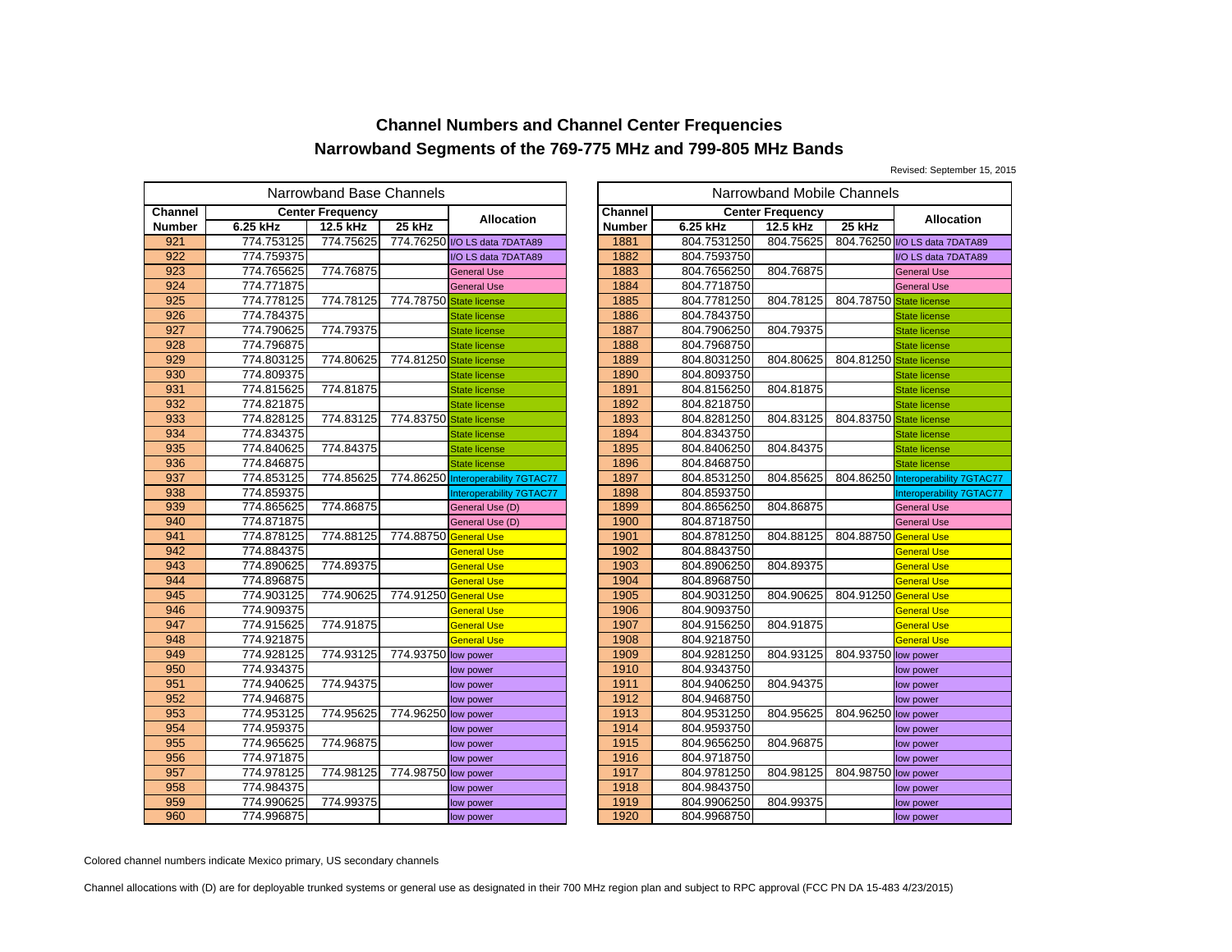# Channel Numbers and Channel Center Frequencies
# Narrowband Segments of the 769-775 MHz and 799-805 MHz Bands

Revised: September 15, 2015

**Narrowband Base Channels**

| Channel Number | Center Frequency 6.25 kHz | 12.5 kHz | 25 kHz | Allocation |
|---|---|---|---|---|
| 921 | 774.753125 | 774.75625 | 774.76250 | I/O LS data 7DATA89 |
| 922 | 774.759375 | | | I/O LS data 7DATA89 |
| 923 | 774.765625 | 774.76875 | | General Use |
| 924 | 774.771875 | | | General Use |
| 925 | 774.778125 | 774.78125 | 774.78750 | State license |
| 926 | 774.784375 | | | State license |
| 927 | 774.790625 | 774.79375 | | State license |
| 928 | 774.796875 | | | State license |
| 929 | 774.803125 | 774.80625 | 774.81250 | State license |
| 930 | 774.809375 | | | State license |
| 931 | 774.815625 | 774.81875 | | State license |
| 932 | 774.821875 | | | State license |
| 933 | 774.828125 | 774.83125 | 774.83750 | State license |
| 934 | 774.834375 | | | State license |
| 935 | 774.840625 | 774.84375 | | State license |
| 936 | 774.846875 | | | State license |
| 937 | 774.853125 | 774.85625 | 774.86250 | Interoperability 7GTAC77 |
| 938 | 774.859375 | | | Interoperability 7GTAC77 |
| 939 | 774.865625 | 774.86875 | | General Use (D) |
| 940 | 774.871875 | | | General Use (D) |
| 941 | 774.878125 | 774.88125 | 774.88750 | General Use |
| 942 | 774.884375 | | | General Use |
| 943 | 774.890625 | 774.89375 | | General Use |
| 944 | 774.896875 | | | General Use |
| 945 | 774.903125 | 774.90625 | 774.91250 | General Use |
| 946 | 774.909375 | | | General Use |
| 947 | 774.915625 | 774.91875 | | General Use |
| 948 | 774.921875 | | | General Use |
| 949 | 774.928125 | 774.93125 | 774.93750 | low power |
| 950 | 774.934375 | | | low power |
| 951 | 774.940625 | 774.94375 | | low power |
| 952 | 774.946875 | | | low power |
| 953 | 774.953125 | 774.95625 | 774.96250 | low power |
| 954 | 774.959375 | | | low power |
| 955 | 774.965625 | 774.96875 | | low power |
| 956 | 774.971875 | | | low power |
| 957 | 774.978125 | 774.98125 | 774.98750 | low power |
| 958 | 774.984375 | | | low power |
| 959 | 774.990625 | 774.99375 | | low power |
| 960 | 774.996875 | | | low power |

**Narrowband Mobile Channels**

| Channel Number | Center Frequency 6.25 kHz | 12.5 kHz | 25 kHz | Allocation |
|---|---|---|---|---|
| 1881 | 804.7531250 | 804.75625 | 804.76250 | I/O LS data 7DATA89 |
| 1882 | 804.7593750 | | | I/O LS data 7DATA89 |
| 1883 | 804.7656250 | 804.76875 | | General Use |
| 1884 | 804.7718750 | | | General Use |
| 1885 | 804.7781250 | 804.78125 | 804.78750 | State license |
| 1886 | 804.7843750 | | | State license |
| 1887 | 804.7906250 | 804.79375 | | State license |
| 1888 | 804.7968750 | | | State license |
| 1889 | 804.8031250 | 804.80625 | 804.81250 | State license |
| 1890 | 804.8093750 | | | State license |
| 1891 | 804.8156250 | 804.81875 | | State license |
| 1892 | 804.8218750 | | | State license |
| 1893 | 804.8281250 | 804.83125 | 804.83750 | State license |
| 1894 | 804.8343750 | | | State license |
| 1895 | 804.8406250 | 804.84375 | | State license |
| 1896 | 804.8468750 | | | State license |
| 1897 | 804.8531250 | 804.85625 | 804.86250 | Interoperability 7GTAC77 |
| 1898 | 804.8593750 | | | Interoperability 7GTAC77 |
| 1899 | 804.8656250 | 804.86875 | | General Use |
| 1900 | 804.8718750 | | | General Use |
| 1901 | 804.8781250 | 804.88125 | 804.88750 | General Use |
| 1902 | 804.8843750 | | | General Use |
| 1903 | 804.8906250 | 804.89375 | | General Use |
| 1904 | 804.8968750 | | | General Use |
| 1905 | 804.9031250 | 804.90625 | 804.91250 | General Use |
| 1906 | 804.9093750 | | | General Use |
| 1907 | 804.9156250 | 804.91875 | | General Use |
| 1908 | 804.9218750 | | | General Use |
| 1909 | 804.9281250 | 804.93125 | 804.93750 | low power |
| 1910 | 804.9343750 | | | low power |
| 1911 | 804.9406250 | 804.94375 | | low power |
| 1912 | 804.9468750 | | | low power |
| 1913 | 804.9531250 | 804.95625 | 804.96250 | low power |
| 1914 | 804.9593750 | | | low power |
| 1915 | 804.9656250 | 804.96875 | | low power |
| 1916 | 804.9718750 | | | low power |
| 1917 | 804.9781250 | 804.98125 | 804.98750 | low power |
| 1918 | 804.9843750 | | | low power |
| 1919 | 804.9906250 | 804.99375 | | low power |
| 1920 | 804.9968750 | | | low power |

Colored channel numbers indicate Mexico primary, US secondary channels

Channel allocations with (D) are for deployable trunked systems or general use as designated in their 700 MHz region plan and subject to RPC approval (FCC PN DA 15-483 4/23/2015)